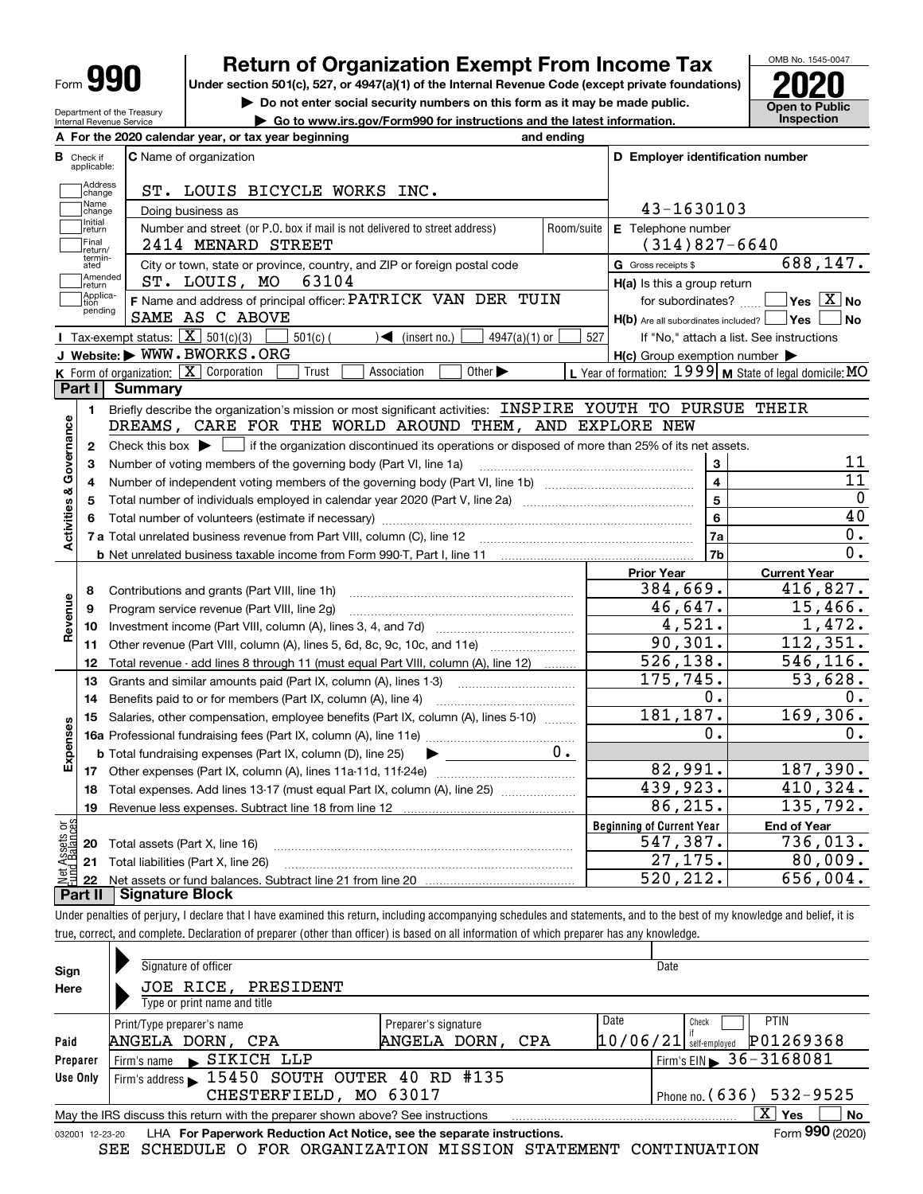Form **990**

# Return of Organization Exempt From Income Tax

**Under section 501(c), 527, or 4947(a)(1) of the Internal Revenue Code (except private foundations)**

▶ Do not enter social security numbers on this form as it may be made public.

▶ Go to www.irs.gov/Form990 for instructions and the latest information.

OMB No. 1545-0047

**2020**

**Open to Public Inspection**

Department of the Treasury
Internal Revenue Service

**A** For the 2020 calendar year, or tax year beginning and ending

**B** Check if applicable: Address change, Name change, Initial return, Final return/terminated, Amended return, Application pending

**C** Name of organization: ST. LOUIS BICYCLE WORKS INC.

Doing business as

Number and street (or P.O. box if mail is not delivered to street address): 2414 MENARD STREET — Room/suite

City or town, state or province, country, and ZIP or foreign postal code: ST. LOUIS, MO 63104

**F** Name and address of principal officer: PATRICK VAN DER TUIN, SAME AS C ABOVE

**D** Employer identification number: 43-1630103

**E** Telephone number: (314)827-6640

**G** Gross receipts $ 688,147.

**H(a)** Is this a group return for subordinates? ☐ Yes ☒ No

**H(b)** Are all subordinates included? ☐ Yes ☐ No — If "No," attach a list. See instructions

**H(c)** Group exemption number ▶

**I** Tax-exempt status: ☒ 501(c)(3) ☐ 501(c) ( ) ◀ (insert no.) ☐ 4947(a)(1) or ☐ 527

**J** Website: ▶ WWW.BWORKS.ORG

**K** Form of organization: ☒ Corporation ☐ Trust ☐ Association ☐ Other ▶

**L** Year of formation: 1999 **M** State of legal domicile: MO

## Part I Summary

**Activities & Governance**

1. Briefly describe the organization's mission or most significant activities: INSPIRE YOUTH TO PURSUE THEIR DREAMS, CARE FOR THE WORLD AROUND THEM, AND EXPLORE NEW
2. Check this box ▶ ☐ if the organization discontinued its operations or disposed of more than 25% of its net assets.

| | | | |
|---|---|---|---|
| 3 | Number of voting members of the governing body (Part VI, line 1a) | 3 | 11 |
| 4 | Number of independent voting members of the governing body (Part VI, line 1b) | 4 | 11 |
| 5 | Total number of individuals employed in calendar year 2020 (Part V, line 2a) | 5 | 0 |
| 6 | Total number of volunteers (estimate if necessary) | 6 | 40 |
| 7a | Total unrelated business revenue from Part VIII, column (C), line 12 | 7a | 0. |
| b | Net unrelated business taxable income from Form 990-T, Part I, line 11 | 7b | 0. |

| | | | Prior Year | Current Year |
|---|---|---|---|---|
| **Revenue** | 8 | Contributions and grants (Part VIII, line 1h) | 384,669. | 416,827. |
| | 9 | Program service revenue (Part VIII, line 2g) | 46,647. | 15,466. |
| | 10 | Investment income (Part VIII, column (A), lines 3, 4, and 7d) | 4,521. | 1,472. |
| | 11 | Other revenue (Part VIII, column (A), lines 5, 6d, 8c, 9c, 10c, and 11e) | 90,301. | 112,351. |
| | 12 | Total revenue - add lines 8 through 11 (must equal Part VIII, column (A), line 12) | 526,138. | 546,116. |
| **Expenses** | 13 | Grants and similar amounts paid (Part IX, column (A), lines 1-3) | 175,745. | 53,628. |
| | 14 | Benefits paid to or for members (Part IX, column (A), line 4) | 0. | 0. |
| | 15 | Salaries, other compensation, employee benefits (Part IX, column (A), lines 5-10) | 181,187. | 169,306. |
| | 16a | Professional fundraising fees (Part IX, column (A), line 11e) | 0. | 0. |
| | b | Total fundraising expenses (Part IX, column (D), line 25) ▶ 0. | | |
| | 17 | Other expenses (Part IX, column (A), lines 11a-11d, 11f-24e) | 82,991. | 187,390. |
| | 18 | Total expenses. Add lines 13-17 (must equal Part IX, column (A), line 25) | 439,923. | 410,324. |
| | 19 | Revenue less expenses. Subtract line 18 from line 12 | 86,215. | 135,792. |

| | | | Beginning of Current Year | End of Year |
|---|---|---|---|---|
| **Net Assets or Fund Balances** | 20 | Total assets (Part X, line 16) | 547,387. | 736,013. |
| | 21 | Total liabilities (Part X, line 26) | 27,175. | 80,009. |
| | 22 | Net assets or fund balances. Subtract line 21 from line 20 | 520,212. | 656,004. |

## Part II Signature Block

Under penalties of perjury, I declare that I have examined this return, including accompanying schedules and statements, and to the best of my knowledge and belief, it is true, correct, and complete. Declaration of preparer (other than officer) is based on all information of which preparer has any knowledge.

**Sign Here**

Signature of officer — Date

JOE RICE, PRESIDENT
Type or print name and title

**Paid Preparer Use Only**

| Print/Type preparer's name | Preparer's signature | Date | Check ☐ if self-employed | PTIN |
|---|---|---|---|---|
| ANGELA DORN, CPA | ANGELA DORN, CPA | 10/06/21 | | P01269368 |

Firm's name ▶ SIKICH LLP — Firm's EIN ▶ 36-3168081

Firm's address ▶ 15450 SOUTH OUTER 40 RD #135, CHESTERFIELD, MO 63017 — Phone no. (636) 532-9525

May the IRS discuss this return with the preparer shown above? See instructions ☒ Yes ☐ No

032001 12-23-20 LHA **For Paperwork Reduction Act Notice, see the separate instructions.** Form **990** (2020)

SEE SCHEDULE O FOR ORGANIZATION MISSION STATEMENT CONTINUATION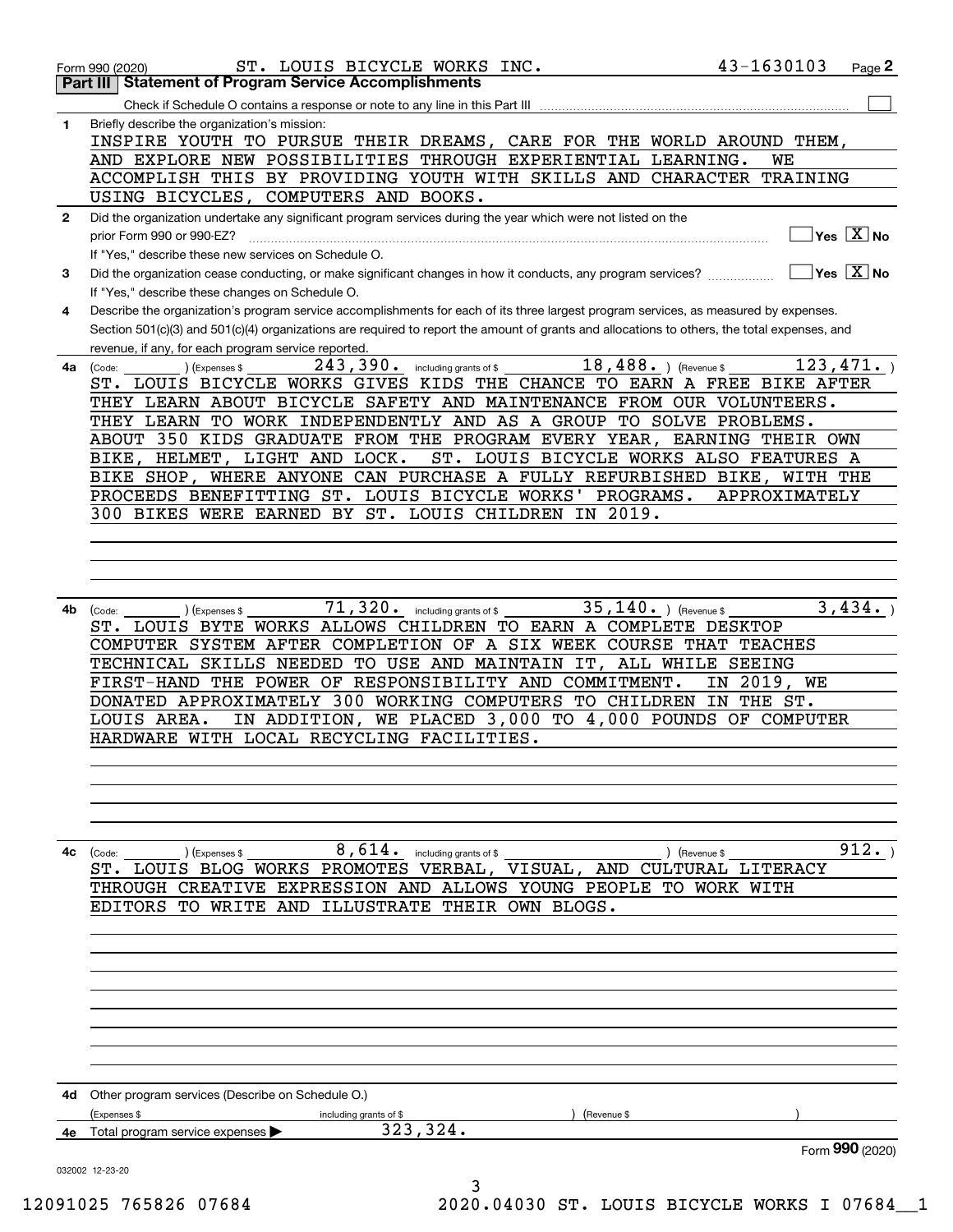Form 990 (2020) ST. LOUIS BICYCLE WORKS INC. 43-1630103 Page 2

## Part III Statement of Program Service Accomplishments

Check if Schedule O contains a response or note to any line in this Part III ☐

**1** Briefly describe the organization's mission:

INSPIRE YOUTH TO PURSUE THEIR DREAMS, CARE FOR THE WORLD AROUND THEM, AND EXPLORE NEW POSSIBILITIES THROUGH EXPERIENTIAL LEARNING. WE ACCOMPLISH THIS BY PROVIDING YOUTH WITH SKILLS AND CHARACTER TRAINING USING BICYCLES, COMPUTERS AND BOOKS.

**2** Did the organization undertake any significant program services during the year which were not listed on the prior Form 990 or 990-EZ? ☐ Yes ☒ No

If "Yes," describe these new services on Schedule O.

**3** Did the organization cease conducting, or make significant changes in how it conducts, any program services? ☐ Yes ☒ No

If "Yes," describe these changes on Schedule O.

**4** Describe the organization's program service accomplishments for each of its three largest program services, as measured by expenses. Section 501(c)(3) and 501(c)(4) organizations are required to report the amount of grants and allocations to others, the total expenses, and revenue, if any, for each program service reported.

**4a** (Code: ) (Expenses $ 243,390. including grants of $ 18,488. ) (Revenue $ 123,471. )

ST. LOUIS BICYCLE WORKS GIVES KIDS THE CHANCE TO EARN A FREE BIKE AFTER THEY LEARN ABOUT BICYCLE SAFETY AND MAINTENANCE FROM OUR VOLUNTEERS. THEY LEARN TO WORK INDEPENDENTLY AND AS A GROUP TO SOLVE PROBLEMS. ABOUT 350 KIDS GRADUATE FROM THE PROGRAM EVERY YEAR, EARNING THEIR OWN BIKE, HELMET, LIGHT AND LOCK. ST. LOUIS BICYCLE WORKS ALSO FEATURES A BIKE SHOP, WHERE ANYONE CAN PURCHASE A FULLY REFURBISHED BIKE, WITH THE PROCEEDS BENEFITTING ST. LOUIS BICYCLE WORKS' PROGRAMS. APPROXIMATELY 300 BIKES WERE EARNED BY ST. LOUIS CHILDREN IN 2019.

**4b** (Code: ) (Expenses $ 71,320. including grants of $ 35,140. ) (Revenue $ 3,434. )

ST. LOUIS BYTE WORKS ALLOWS CHILDREN TO EARN A COMPLETE DESKTOP COMPUTER SYSTEM AFTER COMPLETION OF A SIX WEEK COURSE THAT TEACHES TECHNICAL SKILLS NEEDED TO USE AND MAINTAIN IT, ALL WHILE SEEING FIRST-HAND THE POWER OF RESPONSIBILITY AND COMMITMENT. IN 2019, WE DONATED APPROXIMATELY 300 WORKING COMPUTERS TO CHILDREN IN THE ST. LOUIS AREA. IN ADDITION, WE PLACED 3,000 TO 4,000 POUNDS OF COMPUTER HARDWARE WITH LOCAL RECYCLING FACILITIES.

**4c** (Code: ) (Expenses $ 8,614. including grants of $ ) (Revenue $ 912. )

ST. LOUIS BLOG WORKS PROMOTES VERBAL, VISUAL, AND CULTURAL LITERACY THROUGH CREATIVE EXPRESSION AND ALLOWS YOUNG PEOPLE TO WORK WITH EDITORS TO WRITE AND ILLUSTRATE THEIR OWN BLOGS.

**4d** Other program services (Describe on Schedule O.)

(Expenses $ including grants of $ ) (Revenue $ )

**4e** Total program service expenses ▶ 323,324.

Form **990** (2020)

032002 12-23-20

12091025 765826 07684 2020.04030 ST. LOUIS BICYCLE WORKS I 07684__1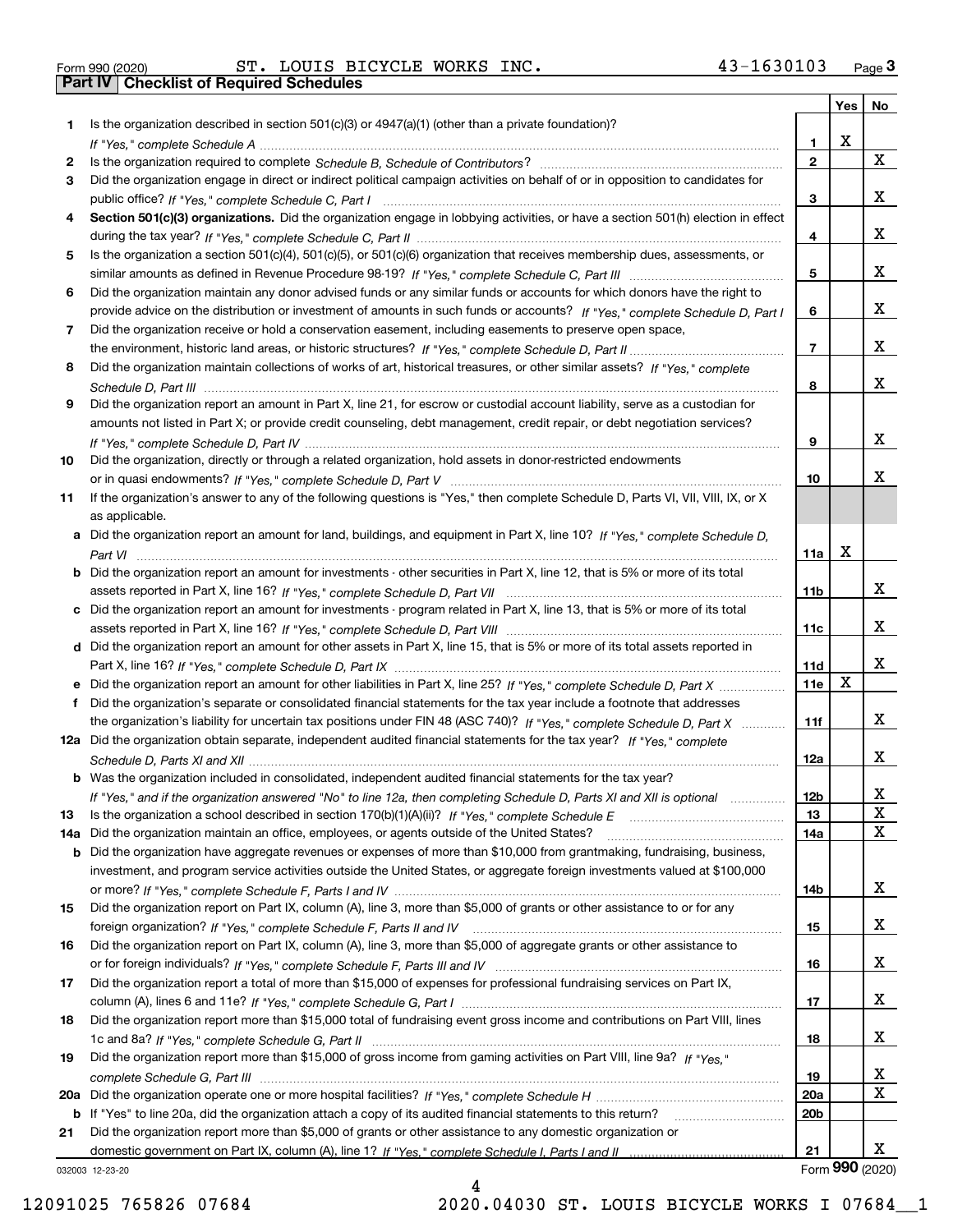Form 990 (2020) ST. LOUIS BICYCLE WORKS INC. 43-1630103

## Part IV Checklist of Required Schedules

| | | Line | Yes | No |
|---|---|---|---|---|
| 1 | Is the organization described in section 501(c)(3) or 4947(a)(1) (other than a private foundation)? *If "Yes," complete Schedule A* | 1 | X | |
| 2 | Is the organization required to complete *Schedule B, Schedule of Contributors*? | 2 | | X |
| 3 | Did the organization engage in direct or indirect political campaign activities on behalf of or in opposition to candidates for public office? *If "Yes," complete Schedule C, Part I* | 3 | | X |
| 4 | **Section 501(c)(3) organizations.** Did the organization engage in lobbying activities, or have a section 501(h) election in effect during the tax year? *If "Yes," complete Schedule C, Part II* | 4 | | X |
| 5 | Is the organization a section 501(c)(4), 501(c)(5), or 501(c)(6) organization that receives membership dues, assessments, or similar amounts as defined in Revenue Procedure 98-19? *If "Yes," complete Schedule C, Part III* | 5 | | X |
| 6 | Did the organization maintain any donor advised funds or any similar funds or accounts for which donors have the right to provide advice on the distribution or investment of amounts in such funds or accounts? *If "Yes," complete Schedule D, Part I* | 6 | | X |
| 7 | Did the organization receive or hold a conservation easement, including easements to preserve open space, the environment, historic land areas, or historic structures? *If "Yes," complete Schedule D, Part II* | 7 | | X |
| 8 | Did the organization maintain collections of works of art, historical treasures, or other similar assets? *If "Yes," complete Schedule D, Part III* | 8 | | X |
| 9 | Did the organization report an amount in Part X, line 21, for escrow or custodial account liability, serve as a custodian for amounts not listed in Part X; or provide credit counseling, debt management, credit repair, or debt negotiation services? *If "Yes," complete Schedule D, Part IV* | 9 | | X |
| 10 | Did the organization, directly or through a related organization, hold assets in donor-restricted endowments or in quasi endowments? *If "Yes," complete Schedule D, Part V* | 10 | | X |
| 11 | If the organization's answer to any of the following questions is "Yes," then complete Schedule D, Parts VI, VII, VIII, IX, or X as applicable. | | | |
| a | Did the organization report an amount for land, buildings, and equipment in Part X, line 10? *If "Yes," complete Schedule D, Part VI* | 11a | X | |
| b | Did the organization report an amount for investments - other securities in Part X, line 12, that is 5% or more of its total assets reported in Part X, line 16? *If "Yes," complete Schedule D, Part VII* | 11b | | X |
| c | Did the organization report an amount for investments - program related in Part X, line 13, that is 5% or more of its total assets reported in Part X, line 16? *If "Yes," complete Schedule D, Part VIII* | 11c | | X |
| d | Did the organization report an amount for other assets in Part X, line 15, that is 5% or more of its total assets reported in Part X, line 16? *If "Yes," complete Schedule D, Part IX* | 11d | | X |
| e | Did the organization report an amount for other liabilities in Part X, line 25? *If "Yes," complete Schedule D, Part X* | 11e | X | |
| f | Did the organization's separate or consolidated financial statements for the tax year include a footnote that addresses the organization's liability for uncertain tax positions under FIN 48 (ASC 740)? *If "Yes," complete Schedule D, Part X* | 11f | | X |
| 12a | Did the organization obtain separate, independent audited financial statements for the tax year? *If "Yes," complete Schedule D, Parts XI and XII* | 12a | | X |
| b | Was the organization included in consolidated, independent audited financial statements for the tax year? *If "Yes," and if the organization answered "No" to line 12a, then completing Schedule D, Parts XI and XII is optional* | 12b | | X |
| 13 | Is the organization a school described in section 170(b)(1)(A)(ii)? *If "Yes," complete Schedule E* | 13 | | X |
| 14a | Did the organization maintain an office, employees, or agents outside of the United States? | 14a | | X |
| b | Did the organization have aggregate revenues or expenses of more than $10,000 from grantmaking, fundraising, business, investment, and program service activities outside the United States, or aggregate foreign investments valued at $100,000 or more? *If "Yes," complete Schedule F, Parts I and IV* | 14b | | X |
| 15 | Did the organization report on Part IX, column (A), line 3, more than $5,000 of grants or other assistance to or for any foreign organization? *If "Yes," complete Schedule F, Parts II and IV* | 15 | | X |
| 16 | Did the organization report on Part IX, column (A), line 3, more than $5,000 of aggregate grants or other assistance to or for foreign individuals? *If "Yes," complete Schedule F, Parts III and IV* | 16 | | X |
| 17 | Did the organization report a total of more than $15,000 of expenses for professional fundraising services on Part IX, column (A), lines 6 and 11e? *If "Yes," complete Schedule G, Part I* | 17 | | X |
| 18 | Did the organization report more than $15,000 total of fundraising event gross income and contributions on Part VIII, lines 1c and 8a? *If "Yes," complete Schedule G, Part II* | 18 | | X |
| 19 | Did the organization report more than $15,000 of gross income from gaming activities on Part VIII, line 9a? *If "Yes," complete Schedule G, Part III* | 19 | | X |
| 20a | Did the organization operate one or more hospital facilities? *If "Yes," complete Schedule H* | 20a | | X |
| b | If "Yes" to line 20a, did the organization attach a copy of its audited financial statements to this return? | 20b | | |
| 21 | Did the organization report more than $5,000 of grants or other assistance to any domestic organization or domestic government on Part IX, column (A), line 1? *If "Yes," complete Schedule I, Parts I and II* | 21 | | X |

032003 12-23-20 Form **990** (2020)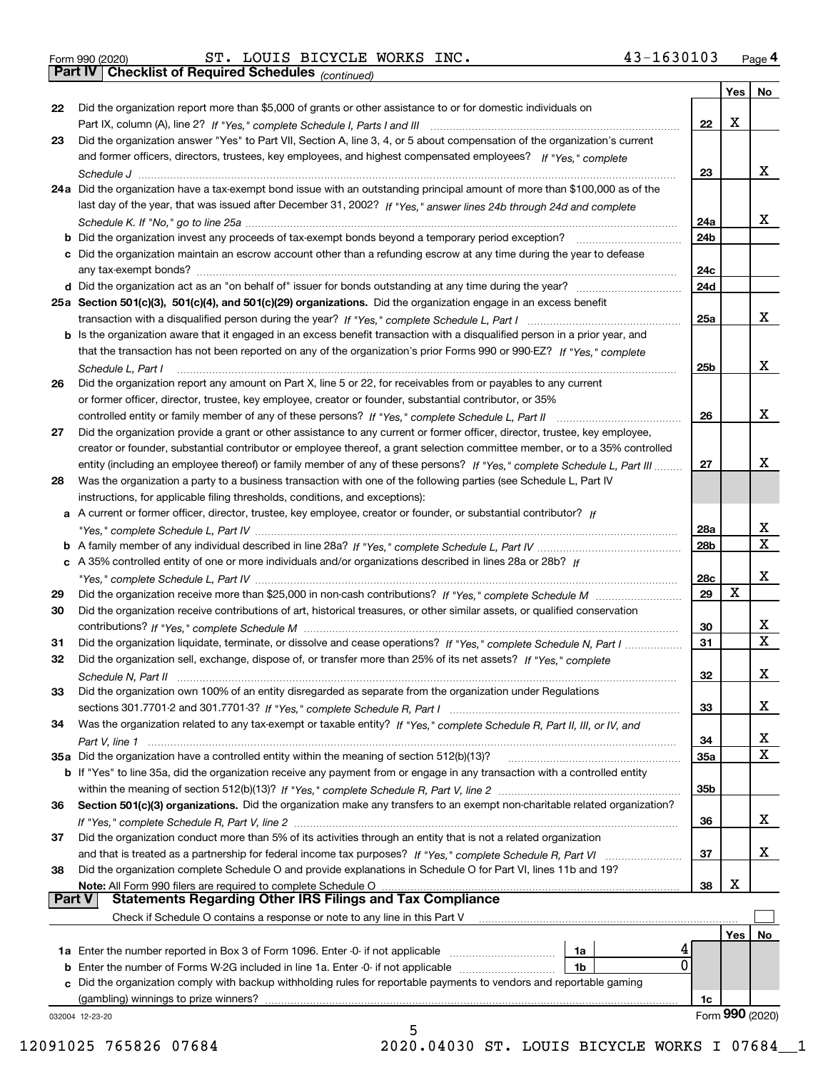Form 990 (2020) ST. LOUIS BICYCLE WORKS INC. 43-1630103

## Part IV Checklist of Required Schedules *(continued)*

| | | | Yes | No |
|---|---|---|---|---|
| 22 | Did the organization report more than $5,000 of grants or other assistance to or for domestic individuals on Part IX, column (A), line 2? *If "Yes," complete Schedule I, Parts I and III* | 22 | X | |
| 23 | Did the organization answer "Yes" to Part VII, Section A, line 3, 4, or 5 about compensation of the organization's current and former officers, directors, trustees, key employees, and highest compensated employees? *If "Yes," complete Schedule J* | 23 | | X |
| 24a | Did the organization have a tax-exempt bond issue with an outstanding principal amount of more than $100,000 as of the last day of the year, that was issued after December 31, 2002? *If "Yes," answer lines 24b through 24d and complete Schedule K. If "No," go to line 25a* | 24a | | X |
| b | Did the organization invest any proceeds of tax-exempt bonds beyond a temporary period exception? | 24b | | |
| c | Did the organization maintain an escrow account other than a refunding escrow at any time during the year to defease any tax-exempt bonds? | 24c | | |
| d | Did the organization act as an "on behalf of" issuer for bonds outstanding at any time during the year? | 24d | | |
| 25a | **Section 501(c)(3), 501(c)(4), and 501(c)(29) organizations.** Did the organization engage in an excess benefit transaction with a disqualified person during the year? *If "Yes," complete Schedule L, Part I* | 25a | | X |
| b | Is the organization aware that it engaged in an excess benefit transaction with a disqualified person in a prior year, and that the transaction has not been reported on any of the organization's prior Forms 990 or 990-EZ? *If "Yes," complete Schedule L, Part I* | 25b | | X |
| 26 | Did the organization report any amount on Part X, line 5 or 22, for receivables from or payables to any current or former officer, director, trustee, key employee, creator or founder, substantial contributor, or 35% controlled entity or family member of any of these persons? *If "Yes," complete Schedule L, Part II* | 26 | | X |
| 27 | Did the organization provide a grant or other assistance to any current or former officer, director, trustee, key employee, creator or founder, substantial contributor or employee thereof, a grant selection committee member, or to a 35% controlled entity (including an employee thereof) or family member of any of these persons? *If "Yes," complete Schedule L, Part III* | 27 | | X |
| 28 | Was the organization a party to a business transaction with one of the following parties (see Schedule L, Part IV instructions, for applicable filing thresholds, conditions, and exceptions): | | | |
| a | A current or former officer, director, trustee, key employee, creator or founder, or substantial contributor? *If "Yes," complete Schedule L, Part IV* | 28a | | X |
| b | A family member of any individual described in line 28a? *If "Yes," complete Schedule L, Part IV* | 28b | | X |
| c | A 35% controlled entity of one or more individuals and/or organizations described in lines 28a or 28b? *If "Yes," complete Schedule L, Part IV* | 28c | | X |
| 29 | Did the organization receive more than $25,000 in non-cash contributions? *If "Yes," complete Schedule M* | 29 | X | |
| 30 | Did the organization receive contributions of art, historical treasures, or other similar assets, or qualified conservation contributions? *If "Yes," complete Schedule M* | 30 | | X |
| 31 | Did the organization liquidate, terminate, or dissolve and cease operations? *If "Yes," complete Schedule N, Part I* | 31 | | X |
| 32 | Did the organization sell, exchange, dispose of, or transfer more than 25% of its net assets? *If "Yes," complete Schedule N, Part II* | 32 | | X |
| 33 | Did the organization own 100% of an entity disregarded as separate from the organization under Regulations sections 301.7701-2 and 301.7701-3? *If "Yes," complete Schedule R, Part I* | 33 | | X |
| 34 | Was the organization related to any tax-exempt or taxable entity? *If "Yes," complete Schedule R, Part II, III, or IV, and Part V, line 1* | 34 | | X |
| 35a | Did the organization have a controlled entity within the meaning of section 512(b)(13)? | 35a | | X |
| b | If "Yes" to line 35a, did the organization receive any payment from or engage in any transaction with a controlled entity within the meaning of section 512(b)(13)? *If "Yes," complete Schedule R, Part V, line 2* | 35b | | |
| 36 | **Section 501(c)(3) organizations.** Did the organization make any transfers to an exempt non-charitable related organization? *If "Yes," complete Schedule R, Part V, line 2* | 36 | | X |
| 37 | Did the organization conduct more than 5% of its activities through an entity that is not a related organization and that is treated as a partnership for federal income tax purposes? *If "Yes," complete Schedule R, Part VI* | 37 | | X |
| 38 | Did the organization complete Schedule O and provide explanations in Schedule O for Part VI, lines 11b and 19? **Note:** All Form 990 filers are required to complete Schedule O | 38 | X | |

## Part V Statements Regarding Other IRS Filings and Tax Compliance

Check if Schedule O contains a response or note to any line in this Part V ☐

| | | | | | Yes | No |
|---|---|---|---|---|---|---|
| 1a | Enter the number reported in Box 3 of Form 1096. Enter -0- if not applicable | 1a | 4 | | | |
| b | Enter the number of Forms W-2G included in line 1a. Enter -0- if not applicable | 1b | 0 | | | |
| c | Did the organization comply with backup withholding rules for reportable payments to vendors and reportable gaming (gambling) winnings to prize winners? | | | 1c | | |

032004 12-23-20 Form 990 (2020)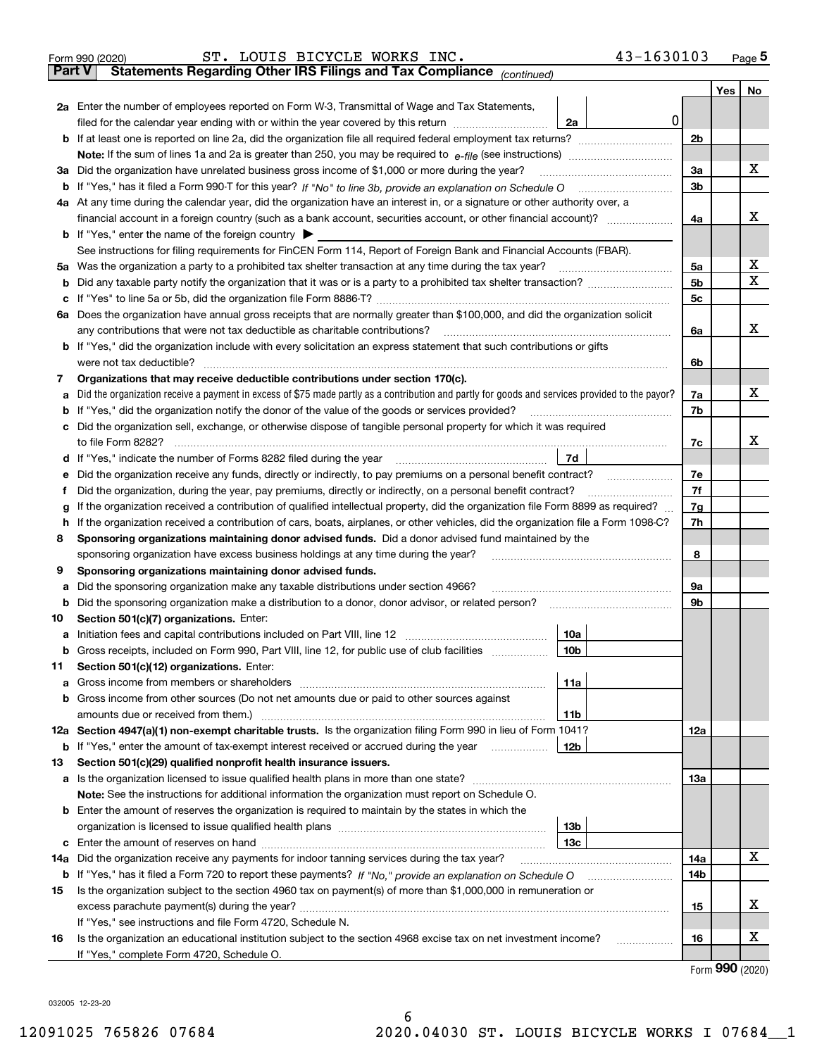Form 990 (2020) ST. LOUIS BICYCLE WORKS INC. 43-1630103

**Part V Statements Regarding Other IRS Filings and Tax Compliance** *(continued)*

| | | | | Yes | No |
|---|---|---|---|---|---|
| **2a** | Enter the number of employees reported on Form W-3, Transmittal of Wage and Tax Statements, filed for the calendar year ending with or within the year covered by this return | 2a | 0 | | |
| **b** | If at least one is reported on line 2a, did the organization file all required federal employment tax returns? | | 2b | | |
| | **Note:** If the sum of lines 1a and 2a is greater than 250, you may be required to *e-file* (see instructions) | | | | |
| **3a** | Did the organization have unrelated business gross income of $1,000 or more during the year? | | 3a | | X |
| **b** | If "Yes," has it filed a Form 990-T for this year? *If "No" to line 3b, provide an explanation on Schedule O* | | 3b | | |
| **4a** | At any time during the calendar year, did the organization have an interest in, or a signature or other authority over, a financial account in a foreign country (such as a bank account, securities account, or other financial account)? | | 4a | | X |
| **b** | If "Yes," enter the name of the foreign country ▶ | | | | |
| | See instructions for filing requirements for FinCEN Form 114, Report of Foreign Bank and Financial Accounts (FBAR). | | | | |
| **5a** | Was the organization a party to a prohibited tax shelter transaction at any time during the tax year? | | 5a | | X |
| **b** | Did any taxable party notify the organization that it was or is a party to a prohibited tax shelter transaction? | | 5b | | X |
| **c** | If "Yes" to line 5a or 5b, did the organization file Form 8886-T? | | 5c | | |
| **6a** | Does the organization have annual gross receipts that are normally greater than $100,000, and did the organization solicit any contributions that were not tax deductible as charitable contributions? | | 6a | | X |
| **b** | If "Yes," did the organization include with every solicitation an express statement that such contributions or gifts were not tax deductible? | | 6b | | |
| **7** | **Organizations that may receive deductible contributions under section 170(c).** | | | | |
| **a** | Did the organization receive a payment in excess of $75 made partly as a contribution and partly for goods and services provided to the payor? | | 7a | | X |
| **b** | If "Yes," did the organization notify the donor of the value of the goods or services provided? | | 7b | | |
| **c** | Did the organization sell, exchange, or otherwise dispose of tangible personal property for which it was required to file Form 8282? | | 7c | | X |
| **d** | If "Yes," indicate the number of Forms 8282 filed during the year | 7d | | | |
| **e** | Did the organization receive any funds, directly or indirectly, to pay premiums on a personal benefit contract? | | 7e | | |
| **f** | Did the organization, during the year, pay premiums, directly or indirectly, on a personal benefit contract? | | 7f | | |
| **g** | If the organization received a contribution of qualified intellectual property, did the organization file Form 8899 as required? | | 7g | | |
| **h** | If the organization received a contribution of cars, boats, airplanes, or other vehicles, did the organization file a Form 1098-C? | | 7h | | |
| **8** | **Sponsoring organizations maintaining donor advised funds.** Did a donor advised fund maintained by the sponsoring organization have excess business holdings at any time during the year? | | 8 | | |
| **9** | **Sponsoring organizations maintaining donor advised funds.** | | | | |
| **a** | Did the sponsoring organization make any taxable distributions under section 4966? | | 9a | | |
| **b** | Did the sponsoring organization make a distribution to a donor, donor advisor, or related person? | | 9b | | |
| **10** | **Section 501(c)(7) organizations.** Enter: | | | | |
| **a** | Initiation fees and capital contributions included on Part VIII, line 12 | 10a | | | |
| **b** | Gross receipts, included on Form 990, Part VIII, line 12, for public use of club facilities | 10b | | | |
| **11** | **Section 501(c)(12) organizations.** Enter: | | | | |
| **a** | Gross income from members or shareholders | 11a | | | |
| **b** | Gross income from other sources (Do not net amounts due or paid to other sources against amounts due or received from them.) | 11b | | | |
| **12a** | **Section 4947(a)(1) non-exempt charitable trusts.** Is the organization filing Form 990 in lieu of Form 1041? | | 12a | | |
| **b** | If "Yes," enter the amount of tax-exempt interest received or accrued during the year | 12b | | | |
| **13** | **Section 501(c)(29) qualified nonprofit health insurance issuers.** | | | | |
| **a** | Is the organization licensed to issue qualified health plans in more than one state? | | 13a | | |
| | **Note:** See the instructions for additional information the organization must report on Schedule O. | | | | |
| **b** | Enter the amount of reserves the organization is required to maintain by the states in which the organization is licensed to issue qualified health plans | 13b | | | |
| **c** | Enter the amount of reserves on hand | 13c | | | |
| **14a** | Did the organization receive any payments for indoor tanning services during the tax year? | | 14a | | X |
| **b** | If "Yes," has it filed a Form 720 to report these payments? *If "No," provide an explanation on Schedule O* | | 14b | | |
| **15** | Is the organization subject to the section 4960 tax on payment(s) of more than $1,000,000 in remuneration or excess parachute payment(s) during the year? | | 15 | | X |
| | If "Yes," see instructions and file Form 4720, Schedule N. | | | | |
| **16** | Is the organization an educational institution subject to the section 4968 excise tax on net investment income? | | 16 | | X |
| | If "Yes," complete Form 4720, Schedule O. | | | | |

Form **990** (2020)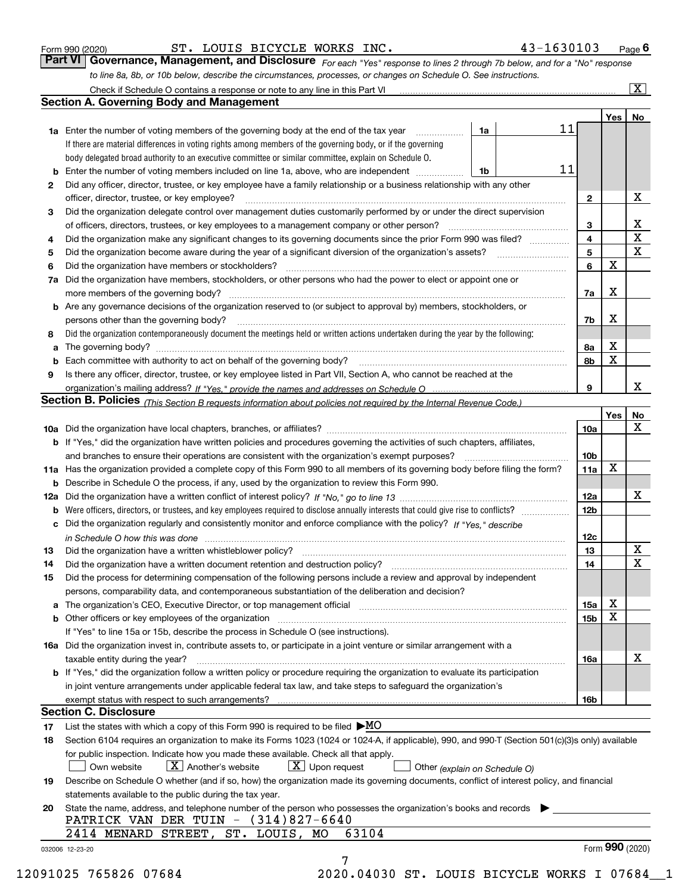Form 990 (2020) ST. LOUIS BICYCLE WORKS INC. 43-1630103 Page 6

## Part VI Governance, Management, and Disclosure

*For each "Yes" response to lines 2 through 7b below, and for a "No" response to line 8a, 8b, or 10b below, describe the circumstances, processes, or changes on Schedule O. See instructions.*

Check if Schedule O contains a response or note to any line in this Part VI [X]

### Section A. Governing Body and Management

| | | | | Yes | No |
|---|---|---|---|---|---|
| **1a** | Enter the number of voting members of the governing body at the end of the tax year | 1a | 11 | | |
| | If there are material differences in voting rights among members of the governing body, or if the governing body delegated broad authority to an executive committee or similar committee, explain on Schedule O. | | | | |
| **b** | Enter the number of voting members included on line 1a, above, who are independent | 1b | 11 | | |
| **2** | Did any officer, director, trustee, or key employee have a family relationship or a business relationship with any other officer, director, trustee, or key employee? | 2 | | | X |
| **3** | Did the organization delegate control over management duties customarily performed by or under the direct supervision of officers, directors, trustees, or key employees to a management company or other person? | 3 | | | X |
| **4** | Did the organization make any significant changes to its governing documents since the prior Form 990 was filed? | 4 | | | X |
| **5** | Did the organization become aware during the year of a significant diversion of the organization's assets? | 5 | | | X |
| **6** | Did the organization have members or stockholders? | 6 | | X | |
| **7a** | Did the organization have members, stockholders, or other persons who had the power to elect or appoint one or more members of the governing body? | 7a | | X | |
| **b** | Are any governance decisions of the organization reserved to (or subject to approval by) members, stockholders, or persons other than the governing body? | 7b | | X | |
| **8** | Did the organization contemporaneously document the meetings held or written actions undertaken during the year by the following: | | | | |
| **a** | The governing body? | 8a | | X | |
| **b** | Each committee with authority to act on behalf of the governing body? | 8b | | X | |
| **9** | Is there any officer, director, trustee, or key employee listed in Part VII, Section A, who cannot be reached at the organization's mailing address? *If "Yes," provide the names and addresses on Schedule O* | 9 | | | X |

### Section B. Policies *(This Section B requests information about policies not required by the Internal Revenue Code.)*

| | | | Yes | No |
|---|---|---|---|---|
| **10a** | Did the organization have local chapters, branches, or affiliates? | 10a | | X |
| **b** | If "Yes," did the organization have written policies and procedures governing the activities of such chapters, affiliates, and branches to ensure their operations are consistent with the organization's exempt purposes? | 10b | | |
| **11a** | Has the organization provided a complete copy of this Form 990 to all members of its governing body before filing the form? | 11a | X | |
| **b** | Describe in Schedule O the process, if any, used by the organization to review this Form 990. | | | |
| **12a** | Did the organization have a written conflict of interest policy? *If "No," go to line 13* | 12a | | X |
| **b** | Were officers, directors, or trustees, and key employees required to disclose annually interests that could give rise to conflicts? | 12b | | |
| **c** | Did the organization regularly and consistently monitor and enforce compliance with the policy? *If "Yes," describe in Schedule O how this was done* | 12c | | |
| **13** | Did the organization have a written whistleblower policy? | 13 | | X |
| **14** | Did the organization have a written document retention and destruction policy? | 14 | | X |
| **15** | Did the process for determining compensation of the following persons include a review and approval by independent persons, comparability data, and contemporaneous substantiation of the deliberation and decision? | | | |
| **a** | The organization's CEO, Executive Director, or top management official | 15a | X | |
| **b** | Other officers or key employees of the organization | 15b | X | |
| | If "Yes" to line 15a or 15b, describe the process in Schedule O (see instructions). | | | |
| **16a** | Did the organization invest in, contribute assets to, or participate in a joint venture or similar arrangement with a taxable entity during the year? | 16a | | X |
| **b** | If "Yes," did the organization follow a written policy or procedure requiring the organization to evaluate its participation in joint venture arrangements under applicable federal tax law, and take steps to safeguard the organization's exempt status with respect to such arrangements? | 16b | | |

### Section C. Disclosure

**17** List the states with which a copy of this Form 990 is required to be filed ▶MO

**18** Section 6104 requires an organization to make its Forms 1023 (1024 or 1024-A, if applicable), 990, and 990-T (Section 501(c)(3)s only) available for public inspection. Indicate how you made these available. Check all that apply.

[ ] Own website [X] Another's website [X] Upon request [ ] Other *(explain on Schedule O)*

**19** Describe on Schedule O whether (and if so, how) the organization made its governing documents, conflict of interest policy, and financial statements available to the public during the tax year.

**20** State the name, address, and telephone number of the person who possesses the organization's books and records ▶

PATRICK VAN DER TUIN - (314)827-6640
2414 MENARD STREET, ST. LOUIS, MO 63104

032006 12-23-20 Form 990 (2020)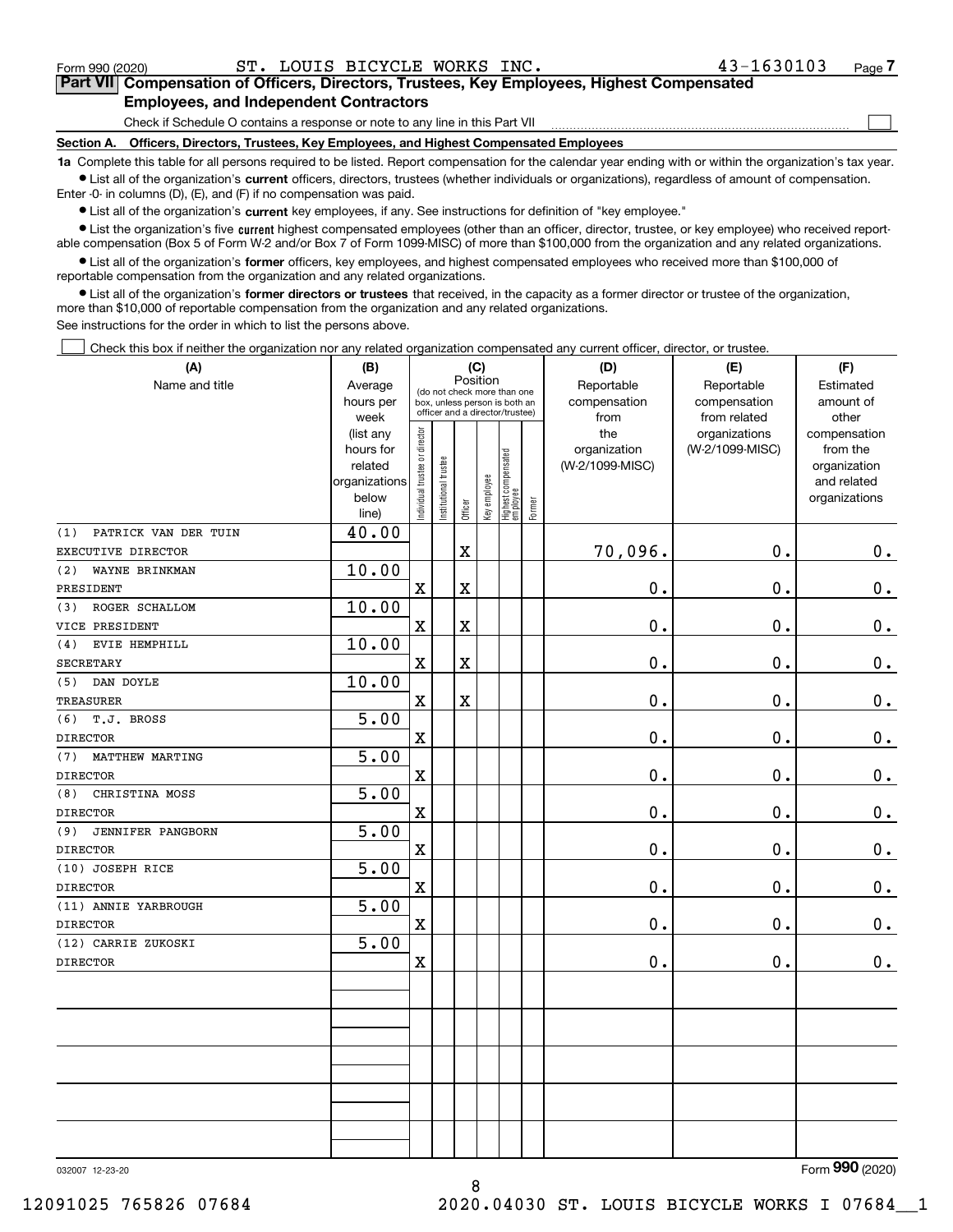Form 990 (2020) ST. LOUIS BICYCLE WORKS INC. 43-1630103 Page 7

## Part VII Compensation of Officers, Directors, Trustees, Key Employees, Highest Compensated Employees, and Independent Contractors

Check if Schedule O contains a response or note to any line in this Part VII ☐

### Section A. Officers, Directors, Trustees, Key Employees, and Highest Compensated Employees

**1a** Complete this table for all persons required to be listed. Report compensation for the calendar year ending with or within the organization's tax year.

- List all of the organization's **current** officers, directors, trustees (whether individuals or organizations), regardless of amount of compensation. Enter -0- in columns (D), (E), and (F) if no compensation was paid.
- List all of the organization's **current** key employees, if any. See instructions for definition of "key employee."
- List the organization's five **current** highest compensated employees (other than an officer, director, trustee, or key employee) who received reportable compensation (Box 5 of Form W-2 and/or Box 7 of Form 1099-MISC) of more than $100,000 from the organization and any related organizations.
- List all of the organization's **former** officers, key employees, and highest compensated employees who received more than $100,000 of reportable compensation from the organization and any related organizations.
- List all of the organization's **former directors or trustees** that received, in the capacity as a former director or trustee of the organization, more than $10,000 of reportable compensation from the organization and any related organizations.

See instructions for the order in which to list the persons above.

☐ Check this box if neither the organization nor any related organization compensated any current officer, director, or trustee.

| (A) Name and title | (B) Average hours per week (list any hours for related organizations below line) | (C) Position: Individual trustee or director | Institutional trustee | Officer | Key employee | Highest compensated employee | Former | (D) Reportable compensation from the organization (W-2/1099-MISC) | (E) Reportable compensation from related organizations (W-2/1099-MISC) | (F) Estimated amount of other compensation from the organization and related organizations |
|---|---|---|---|---|---|---|---|---|---|---|
| (1) PATRICK VAN DER TUIN<br>EXECUTIVE DIRECTOR | 40.00 | | | X | | | | 70,096. | 0. | 0. |
| (2) WAYNE BRINKMAN<br>PRESIDENT | 10.00 | X | | X | | | | 0. | 0. | 0. |
| (3) ROGER SCHALLOM<br>VICE PRESIDENT | 10.00 | X | | X | | | | 0. | 0. | 0. |
| (4) EVIE HEMPHILL<br>SECRETARY | 10.00 | X | | X | | | | 0. | 0. | 0. |
| (5) DAN DOYLE<br>TREASURER | 10.00 | X | | X | | | | 0. | 0. | 0. |
| (6) T.J. BROSS<br>DIRECTOR | 5.00 | X | | | | | | 0. | 0. | 0. |
| (7) MATTHEW MARTING<br>DIRECTOR | 5.00 | X | | | | | | 0. | 0. | 0. |
| (8) CHRISTINA MOSS<br>DIRECTOR | 5.00 | X | | | | | | 0. | 0. | 0. |
| (9) JENNIFER PANGBORN<br>DIRECTOR | 5.00 | X | | | | | | 0. | 0. | 0. |
| (10) JOSEPH RICE<br>DIRECTOR | 5.00 | X | | | | | | 0. | 0. | 0. |
| (11) ANNIE YARBROUGH<br>DIRECTOR | 5.00 | X | | | | | | 0. | 0. | 0. |
| (12) CARRIE ZUKOSKI<br>DIRECTOR | 5.00 | X | | | | | | 0. | 0. | 0. |

032007 12-23-20 Form 990 (2020)

12091025 765826 07684 2020.04030 ST. LOUIS BICYCLE WORKS I 07684__1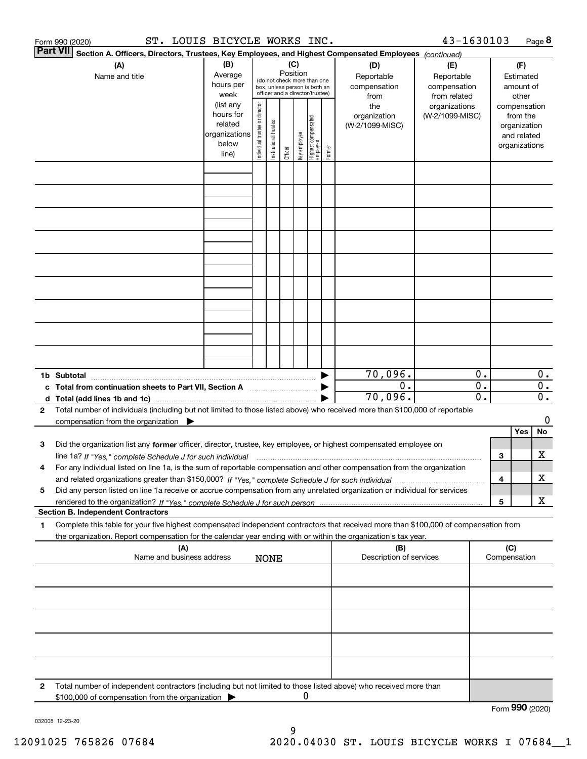Form 990 (2020) ST. LOUIS BICYCLE WORKS INC. 43-1630103

**Part VII** **Section A. Officers, Directors, Trustees, Key Employees, and Highest Compensated Employees** *(continued)*

| (A) Name and title | (B) Average hours per week (list any hours for related organizations below line) | (C) Position (do not check more than one box, unless person is both an officer and a director/trustee): Individual trustee or director | Institutional trustee | Officer | Key employee | Highest compensated employee | Former | (D) Reportable compensation from the organization (W-2/1099-MISC) | (E) Reportable compensation from related organizations (W-2/1099-MISC) | (F) Estimated amount of other compensation from the organization and related organizations |
|---|---|---|---|---|---|---|---|---|---|---|
| | | | | | | | | | | |
| | | | | | | | | | | |
| | | | | | | | | | | |
| | | | | | | | | | | |
| | | | | | | | | | | |
| | | | | | | | | | | |
| | | | | | | | | | | |
| | | | | | | | | | | |
| | | | | | | | | | | |
| **1b Subtotal** | | | | | | | ▶ | 70,096. | 0. | 0. |
| **c Total from continuation sheets to Part VII, Section A** | | | | | | | ▶ | 0. | 0. | 0. |
| **d Total (add lines 1b and 1c)** | | | | | | | ▶ | 70,096. | 0. | 0. |

**2** Total number of individuals (including but not limited to those listed above) who received more than $100,000 of reportable compensation from the organization ▶ 0

| | | | Yes | No |
|---|---|---|---|---|
| **3** | Did the organization list any **former** officer, director, trustee, key employee, or highest compensated employee on line 1a? *If "Yes," complete Schedule J for such individual* | 3 | | X |
| **4** | For any individual listed on line 1a, is the sum of reportable compensation and other compensation from the organization and related organizations greater than $150,000? *If "Yes," complete Schedule J for such individual* | 4 | | X |
| **5** | Did any person listed on line 1a receive or accrue compensation from any unrelated organization or individual for services rendered to the organization? *If "Yes," complete Schedule J for such person* | 5 | | X |

**Section B. Independent Contractors**

**1** Complete this table for your five highest compensated independent contractors that received more than $100,000 of compensation from the organization. Report compensation for the calendar year ending with or within the organization's tax year.

| (A) Name and business address NONE | (B) Description of services | (C) Compensation |
|---|---|---|
| | | |
| | | |
| | | |
| | | |
| | | |

**2** Total number of independent contractors (including but not limited to those listed above) who received more than $100,000 of compensation from the organization ▶ 0

Form **990** (2020)

032008 12-23-20

12091025 765826 07684 2020.04030 ST. LOUIS BICYCLE WORKS I 07684__1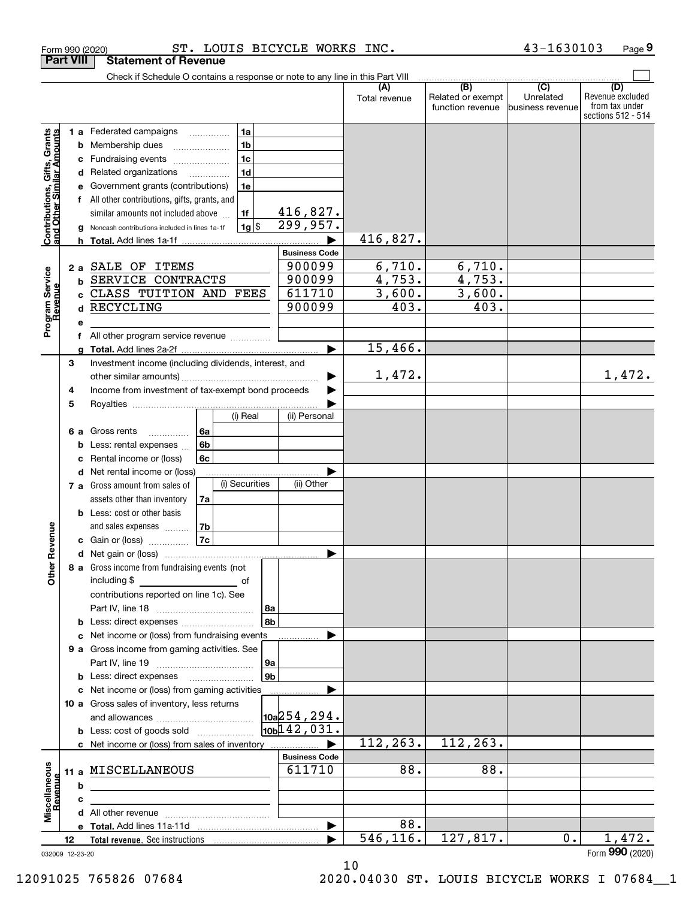Form 990 (2020) ST. LOUIS BICYCLE WORKS INC. 43-1630103

## Part VIII Statement of Revenue

Check if Schedule O contains a response or note to any line in this Part VIII

| | | | | (A) Total revenue | (B) Related or exempt function revenue | (C) Unrelated business revenue | (D) Revenue excluded from tax under sections 512 - 514 |
|---|---|---|---|---|---|---|---|
| **Contributions, Gifts, Grants and Other Similar Amounts** | 1 a | Federated campaigns | 1a | | | | |
| | b | Membership dues | 1b | | | | |
| | c | Fundraising events | 1c | | | | |
| | d | Related organizations | 1d | | | | |
| | e | Government grants (contributions) | 1e | | | | |
| | f | All other contributions, gifts, grants, and similar amounts not included above | 1f 416,827. | | | | |
| | g | Noncash contributions included in lines 1a-1f | 1g $ 299,957. | | | | |
| | h | **Total.** Add lines 1a-1f | | 416,827. | | | |
| | | | **Business Code** | | | | |
| **Program Service Revenue** | 2 a | SALE OF ITEMS | 900099 | 6,710. | 6,710. | | |
| | b | SERVICE CONTRACTS | 900099 | 4,753. | 4,753. | | |
| | c | CLASS TUITION AND FEES | 611710 | 3,600. | 3,600. | | |
| | d | RECYCLING | 900099 | 403. | 403. | | |
| | e | | | | | | |
| | f | All other program service revenue | | | | | |
| | g | **Total.** Add lines 2a-2f | | 15,466. | | | |
| **Other Revenue** | 3 | Investment income (including dividends, interest, and other similar amounts) | | 1,472. | | | 1,472. |
| | 4 | Income from investment of tax-exempt bond proceeds | | | | | |
| | 5 | Royalties | | | | | |
| | | | (i) Real / (ii) Personal | | | | |
| | 6 a | Gross rents | 6a | | | | |
| | b | Less: rental expenses | 6b | | | | |
| | c | Rental income or (loss) | 6c | | | | |
| | d | Net rental income or (loss) | | | | | |
| | | | (i) Securities / (ii) Other | | | | |
| | 7 a | Gross amount from sales of assets other than inventory | 7a | | | | |
| | b | Less: cost or other basis and sales expenses | 7b | | | | |
| | c | Gain or (loss) | 7c | | | | |
| | d | Net gain or (loss) | | | | | |
| | 8 a | Gross income from fundraising events (not including $ ____ of contributions reported on line 1c). See Part IV, line 18 | 8a | | | | |
| | b | Less: direct expenses | 8b | | | | |
| | c | Net income or (loss) from fundraising events | | | | | |
| | 9 a | Gross income from gaming activities. See Part IV, line 19 | 9a | | | | |
| | b | Less: direct expenses | 9b | | | | |
| | c | Net income or (loss) from gaming activities | | | | | |
| | 10 a | Gross sales of inventory, less returns and allowances | 10a 254,294. | | | | |
| | b | Less: cost of goods sold | 10b 142,031. | | | | |
| | c | Net income or (loss) from sales of inventory | | 112,263. | 112,263. | | |
| | | | **Business Code** | | | | |
| **Miscellaneous Revenue** | 11 a | MISCELLANEOUS | 611710 | 88. | 88. | | |
| | b | | | | | | |
| | c | | | | | | |
| | d | All other revenue | | | | | |
| | e | **Total.** Add lines 11a-11d | | 88. | | | |
| | 12 | **Total revenue.** See instructions | | 546,116. | 127,817. | 0. | 1,472. |

032009 12-23-20

Form **990** (2020)

12091025 765826 07684 2020.04030 ST. LOUIS BICYCLE WORKS I 07684__1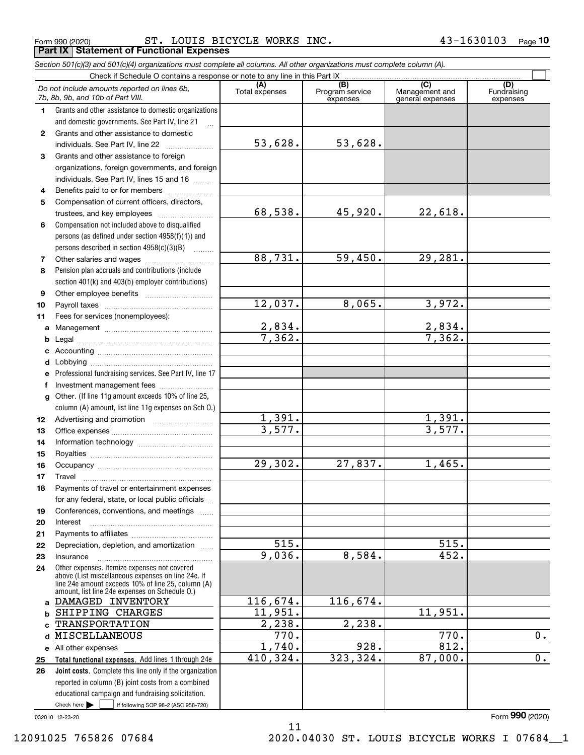Form 990 (2020) ST. LOUIS BICYCLE WORKS INC. 43-1630103 Page **10**

**Part IX | Statement of Functional Expenses**

*Section 501(c)(3) and 501(c)(4) organizations must complete all columns. All other organizations must complete column (A).*

Check if Schedule O contains a response or note to any line in this Part IX

| | *Do not include amounts reported on lines 6b, 7b, 8b, 9b, and 10b of Part VIII.* | (A) Total expenses | (B) Program service expenses | (C) Management and general expenses | (D) Fundraising expenses |
|---|---|---|---|---|---|
| 1 | Grants and other assistance to domestic organizations and domestic governments. See Part IV, line 21 | | | | |
| 2 | Grants and other assistance to domestic individuals. See Part IV, line 22 | 53,628. | 53,628. | | |
| 3 | Grants and other assistance to foreign organizations, foreign governments, and foreign individuals. See Part IV, lines 15 and 16 | | | | |
| 4 | Benefits paid to or for members | | | | |
| 5 | Compensation of current officers, directors, trustees, and key employees | 68,538. | 45,920. | 22,618. | |
| 6 | Compensation not included above to disqualified persons (as defined under section 4958(f)(1)) and persons described in section 4958(c)(3)(B) | | | | |
| 7 | Other salaries and wages | 88,731. | 59,450. | 29,281. | |
| 8 | Pension plan accruals and contributions (include section 401(k) and 403(b) employer contributions) | | | | |
| 9 | Other employee benefits | | | | |
| 10 | Payroll taxes | 12,037. | 8,065. | 3,972. | |
| 11 | Fees for services (nonemployees): | | | | |
| a | Management | 2,834. | | 2,834. | |
| b | Legal | 7,362. | | 7,362. | |
| c | Accounting | | | | |
| d | Lobbying | | | | |
| e | Professional fundraising services. See Part IV, line 17 | | | | |
| f | Investment management fees | | | | |
| g | Other. (If line 11g amount exceeds 10% of line 25, column (A) amount, list line 11g expenses on Sch O.) | | | | |
| 12 | Advertising and promotion | 1,391. | | 1,391. | |
| 13 | Office expenses | 3,577. | | 3,577. | |
| 14 | Information technology | | | | |
| 15 | Royalties | | | | |
| 16 | Occupancy | 29,302. | 27,837. | 1,465. | |
| 17 | Travel | | | | |
| 18 | Payments of travel or entertainment expenses for any federal, state, or local public officials | | | | |
| 19 | Conferences, conventions, and meetings | | | | |
| 20 | Interest | | | | |
| 21 | Payments to affiliates | | | | |
| 22 | Depreciation, depletion, and amortization | 515. | | 515. | |
| 23 | Insurance | 9,036. | 8,584. | 452. | |
| 24 | Other expenses. Itemize expenses not covered above (List miscellaneous expenses on line 24e. If line 24e amount exceeds 10% of line 25, column (A) amount, list line 24e expenses on Schedule O.) | | | | |
| a | DAMAGED INVENTORY | 116,674. | 116,674. | | |
| b | SHIPPING CHARGES | 11,951. | | 11,951. | |
| c | TRANSPORTATION | 2,238. | 2,238. | | |
| d | MISCELLANEOUS | 770. | | 770. | 0. |
| e | All other expenses | 1,740. | 928. | 812. | |
| 25 | **Total functional expenses.** Add lines 1 through 24e | 410,324. | 323,324. | 87,000. | 0. |
| 26 | **Joint costs.** Complete this line only if the organization reported in column (B) joint costs from a combined educational campaign and fundraising solicitation. Check here ☐ if following SOP 98-2 (ASC 958-720) | | | | |

032010 12-23-20

Form **990** (2020)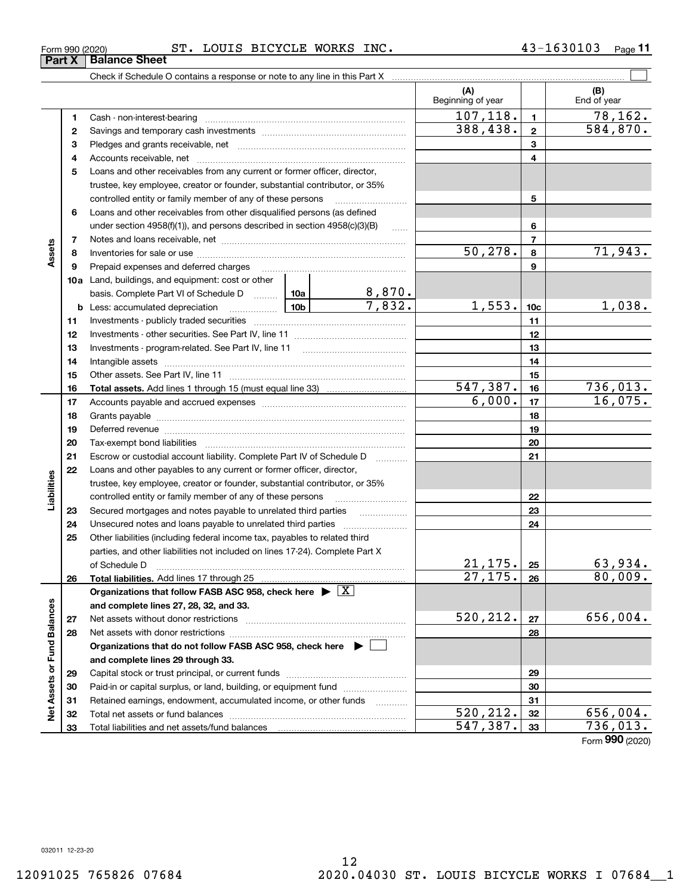Form 990 (2020) ST. LOUIS BICYCLE WORKS INC. 43-1630103

## Part X Balance Sheet

Check if Schedule O contains a response or note to any line in this Part X ☐

| | | | | (A) Beginning of year | | (B) End of year |
|---|---|---|---|---|---|---|
| **Assets** | 1 | Cash - non-interest-bearing | | 107,118. | 1 | 78,162. |
| | 2 | Savings and temporary cash investments | | 388,438. | 2 | 584,870. |
| | 3 | Pledges and grants receivable, net | | | 3 | |
| | 4 | Accounts receivable, net | | | 4 | |
| | 5 | Loans and other receivables from any current or former officer, director, trustee, key employee, creator or founder, substantial contributor, or 35% controlled entity or family member of any of these persons | | | 5 | |
| | 6 | Loans and other receivables from other disqualified persons (as defined under section 4958(f)(1)), and persons described in section 4958(c)(3)(B) | | | 6 | |
| | 7 | Notes and loans receivable, net | | | 7 | |
| | 8 | Inventories for sale or use | | 50,278. | 8 | 71,943. |
| | 9 | Prepaid expenses and deferred charges | | | 9 | |
| | 10a | Land, buildings, and equipment: cost or other basis. Complete Part VI of Schedule D | 10a 8,870. | | | |
| | b | Less: accumulated depreciation | 10b 7,832. | 1,553. | 10c | 1,038. |
| | 11 | Investments - publicly traded securities | | | 11 | |
| | 12 | Investments - other securities. See Part IV, line 11 | | | 12 | |
| | 13 | Investments - program-related. See Part IV, line 11 | | | 13 | |
| | 14 | Intangible assets | | | 14 | |
| | 15 | Other assets. See Part IV, line 11 | | | 15 | |
| | 16 | **Total assets.** Add lines 1 through 15 (must equal line 33) | | 547,387. | 16 | 736,013. |
| **Liabilities** | 17 | Accounts payable and accrued expenses | | 6,000. | 17 | 16,075. |
| | 18 | Grants payable | | | 18 | |
| | 19 | Deferred revenue | | | 19 | |
| | 20 | Tax-exempt bond liabilities | | | 20 | |
| | 21 | Escrow or custodial account liability. Complete Part IV of Schedule D | | | 21 | |
| | 22 | Loans and other payables to any current or former officer, director, trustee, key employee, creator or founder, substantial contributor, or 35% controlled entity or family member of any of these persons | | | 22 | |
| | 23 | Secured mortgages and notes payable to unrelated third parties | | | 23 | |
| | 24 | Unsecured notes and loans payable to unrelated third parties | | | 24 | |
| | 25 | Other liabilities (including federal income tax, payables to related third parties, and other liabilities not included on lines 17-24). Complete Part X of Schedule D | | 21,175. | 25 | 63,934. |
| | 26 | **Total liabilities.** Add lines 17 through 25 | | 27,175. | 26 | 80,009. |
| **Net Assets or Fund Balances** | | **Organizations that follow FASB ASC 958, check here ▶ ☒ and complete lines 27, 28, 32, and 33.** | | | | |
| | 27 | Net assets without donor restrictions | | 520,212. | 27 | 656,004. |
| | 28 | Net assets with donor restrictions | | | 28 | |
| | | **Organizations that do not follow FASB ASC 958, check here ▶ ☐ and complete lines 29 through 33.** | | | | |
| | 29 | Capital stock or trust principal, or current funds | | | 29 | |
| | 30 | Paid-in or capital surplus, or land, building, or equipment fund | | | 30 | |
| | 31 | Retained earnings, endowment, accumulated income, or other funds | | | 31 | |
| | 32 | Total net assets or fund balances | | 520,212. | 32 | 656,004. |
| | 33 | Total liabilities and net assets/fund balances | | 547,387. | 33 | 736,013. |

Form **990** (2020)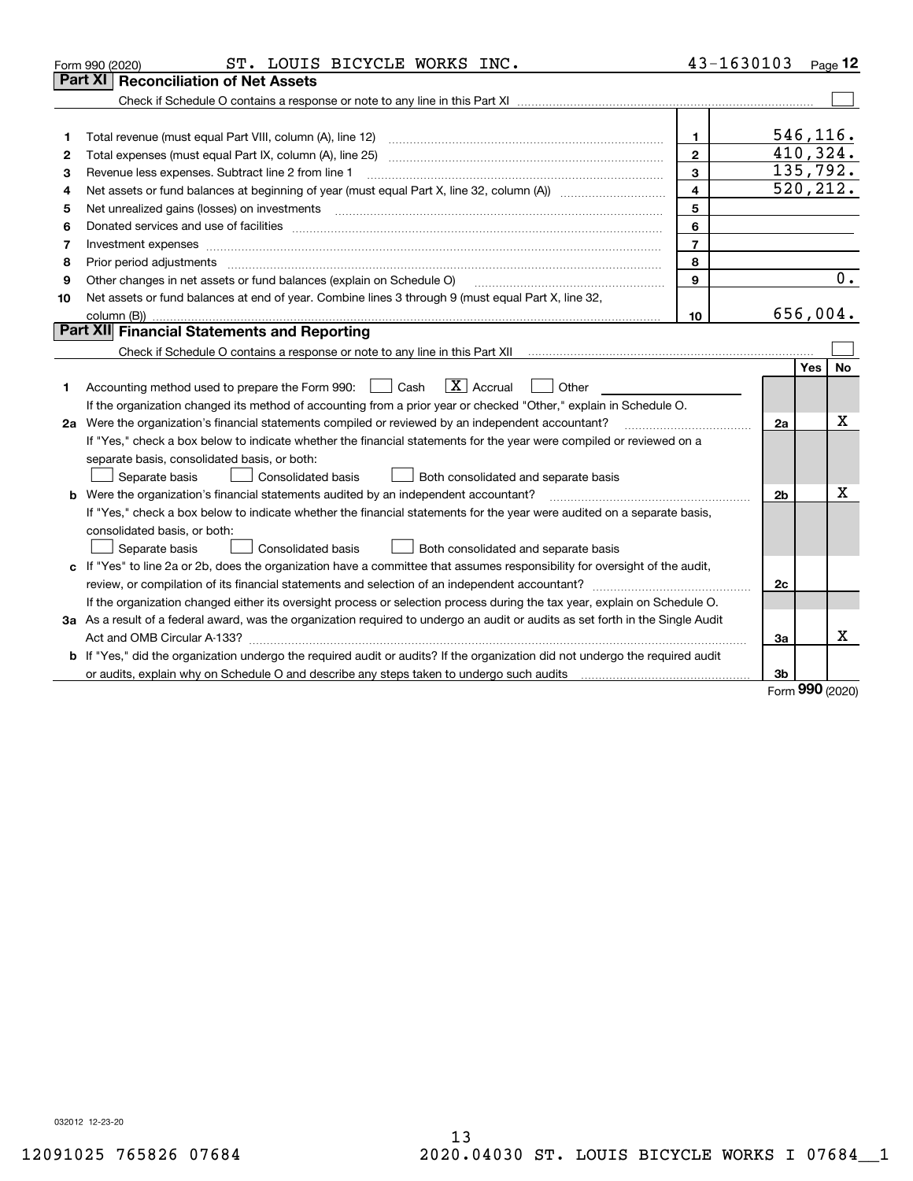Form 990 (2020) ST. LOUIS BICYCLE WORKS INC. 43-1630103 Page 12

## Part XI Reconciliation of Net Assets

Check if Schedule O contains a response or note to any line in this Part XI ☐

| | | | |
|---|---|---|---|
| 1 | Total revenue (must equal Part VIII, column (A), line 12) | 1 | 546,116. |
| 2 | Total expenses (must equal Part IX, column (A), line 25) | 2 | 410,324. |
| 3 | Revenue less expenses. Subtract line 2 from line 1 | 3 | 135,792. |
| 4 | Net assets or fund balances at beginning of year (must equal Part X, line 32, column (A)) | 4 | 520,212. |
| 5 | Net unrealized gains (losses) on investments | 5 | |
| 6 | Donated services and use of facilities | 6 | |
| 7 | Investment expenses | 7 | |
| 8 | Prior period adjustments | 8 | |
| 9 | Other changes in net assets or fund balances (explain on Schedule O) | 9 | 0. |
| 10 | Net assets or fund balances at end of year. Combine lines 3 through 9 (must equal Part X, line 32, column (B)) | 10 | 656,004. |

## Part XII Financial Statements and Reporting

Check if Schedule O contains a response or note to any line in this Part XII ☐

| | | | Yes | No |
|---|---|---|---|---|
| 1 | Accounting method used to prepare the Form 990: ☐ Cash ☒ Accrual ☐ Other<br>If the organization changed its method of accounting from a prior year or checked "Other," explain in Schedule O. | | | |
| 2a | Were the organization's financial statements compiled or reviewed by an independent accountant?<br>If "Yes," check a box below to indicate whether the financial statements for the year were compiled or reviewed on a separate basis, consolidated basis, or both:<br>☐ Separate basis ☐ Consolidated basis ☐ Both consolidated and separate basis | 2a | | X |
| b | Were the organization's financial statements audited by an independent accountant?<br>If "Yes," check a box below to indicate whether the financial statements for the year were audited on a separate basis, consolidated basis, or both:<br>☐ Separate basis ☐ Consolidated basis ☐ Both consolidated and separate basis | 2b | | X |
| c | If "Yes" to line 2a or 2b, does the organization have a committee that assumes responsibility for oversight of the audit, review, or compilation of its financial statements and selection of an independent accountant?<br>If the organization changed either its oversight process or selection process during the tax year, explain on Schedule O. | 2c | | |
| 3a | As a result of a federal award, was the organization required to undergo an audit or audits as set forth in the Single Audit Act and OMB Circular A-133? | 3a | | X |
| b | If "Yes," did the organization undergo the required audit or audits? If the organization did not undergo the required audit or audits, explain why on Schedule O and describe any steps taken to undergo such audits | 3b | | |

Form 990 (2020)

032012 12-23-20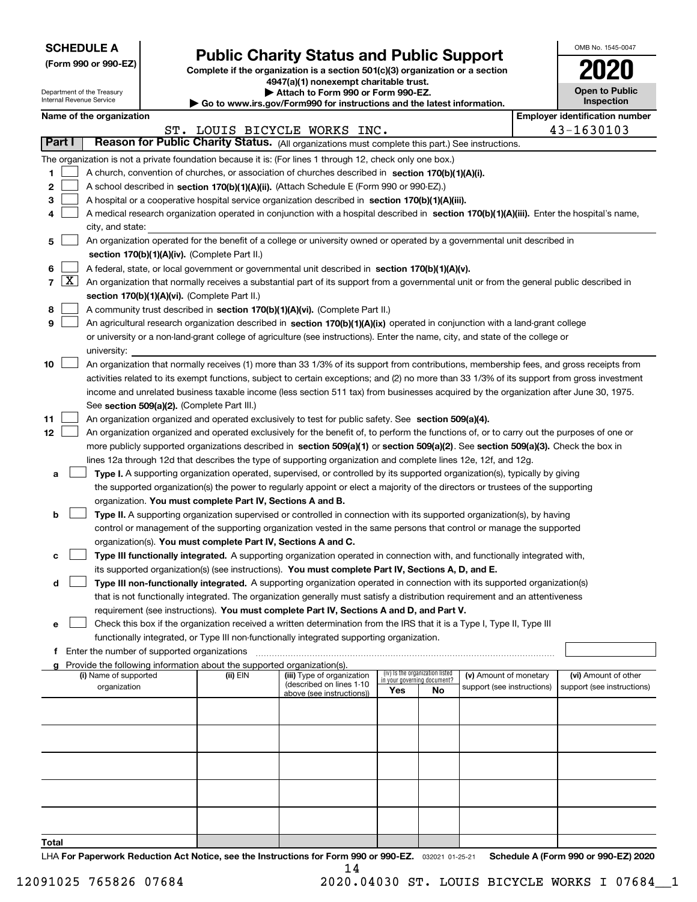**SCHEDULE A**
**(Form 990 or 990-EZ)**

Department of the Treasury
Internal Revenue Service

# Public Charity Status and Public Support

**Complete if the organization is a section 501(c)(3) organization or a section 4947(a)(1) nonexempt charitable trust.**
**▶ Attach to Form 990 or Form 990-EZ.**
**▶ Go to www.irs.gov/Form990 for instructions and the latest information.**

OMB No. 1545-0047
**2020**
**Open to Public Inspection**

**Name of the organization:** ST. LOUIS BICYCLE WORKS INC.
**Employer identification number:** 43-1630103

## Part I Reason for Public Charity Status. (All organizations must complete this part.) See instructions.

The organization is not a private foundation because it is: (For lines 1 through 12, check only one box.)

1. ☐ A church, convention of churches, or association of churches described in **section 170(b)(1)(A)(i).**
2. ☐ A school described in **section 170(b)(1)(A)(ii).** (Attach Schedule E (Form 990 or 990-EZ).)
3. ☐ A hospital or a cooperative hospital service organization described in **section 170(b)(1)(A)(iii).**
4. ☐ A medical research organization operated in conjunction with a hospital described in **section 170(b)(1)(A)(iii).** Enter the hospital's name, city, and state:
5. ☐ An organization operated for the benefit of a college or university owned or operated by a governmental unit described in **section 170(b)(1)(A)(iv).** (Complete Part II.)
6. ☐ A federal, state, or local government or governmental unit described in **section 170(b)(1)(A)(v).**
7. ☒ An organization that normally receives a substantial part of its support from a governmental unit or from the general public described in **section 170(b)(1)(A)(vi).** (Complete Part II.)
8. ☐ A community trust described in **section 170(b)(1)(A)(vi).** (Complete Part II.)
9. ☐ An agricultural research organization described in **section 170(b)(1)(A)(ix)** operated in conjunction with a land-grant college or university or a non-land-grant college of agriculture (see instructions). Enter the name, city, and state of the college or university:
10. ☐ An organization that normally receives (1) more than 33 1/3% of its support from contributions, membership fees, and gross receipts from activities related to its exempt functions, subject to certain exceptions; and (2) no more than 33 1/3% of its support from gross investment income and unrelated business taxable income (less section 511 tax) from businesses acquired by the organization after June 30, 1975. See **section 509(a)(2).** (Complete Part III.)
11. ☐ An organization organized and operated exclusively to test for public safety. See **section 509(a)(4).**
12. ☐ An organization organized and operated exclusively for the benefit of, to perform the functions of, or to carry out the purposes of one or more publicly supported organizations described in **section 509(a)(1)** or **section 509(a)(2)**. See **section 509(a)(3).** Check the box in lines 12a through 12d that describes the type of supporting organization and complete lines 12e, 12f, and 12g.
   - **a** ☐ **Type I.** A supporting organization operated, supervised, or controlled by its supported organization(s), typically by giving the supported organization(s) the power to regularly appoint or elect a majority of the directors or trustees of the supporting organization. **You must complete Part IV, Sections A and B.**
   - **b** ☐ **Type II.** A supporting organization supervised or controlled in connection with its supported organization(s), by having control or management of the supporting organization vested in the same persons that control or manage the supported organization(s). **You must complete Part IV, Sections A and C.**
   - **c** ☐ **Type III functionally integrated.** A supporting organization operated in connection with, and functionally integrated with, its supported organization(s) (see instructions). **You must complete Part IV, Sections A, D, and E.**
   - **d** ☐ **Type III non-functionally integrated.** A supporting organization operated in connection with its supported organization(s) that is not functionally integrated. The organization generally must satisfy a distribution requirement and an attentiveness requirement (see instructions). **You must complete Part IV, Sections A and D, and Part V.**
   - **e** ☐ Check this box if the organization received a written determination from the IRS that it is a Type I, Type II, Type III functionally integrated, or Type III non-functionally integrated supporting organization.
   - **f** Enter the number of supported organizations
   - **g** Provide the following information about the supported organization(s).

| (i) Name of supported organization | (ii) EIN | (iii) Type of organization (described on lines 1-10 above (see instructions)) | (iv) Is the organization listed in your governing document? Yes | No | (v) Amount of monetary support (see instructions) | (vi) Amount of other support (see instructions) |
|---|---|---|---|---|---|---|
| | | | | | | |
| | | | | | | |
| | | | | | | |
| | | | | | | |
| | | | | | | |
| **Total** | | | | | | |

LHA **For Paperwork Reduction Act Notice, see the Instructions for Form 990 or 990-EZ.** 032021 01-25-21 **Schedule A (Form 990 or 990-EZ) 2020**

12091025 765826 07684 2020.04030 ST. LOUIS BICYCLE WORKS I 07684__1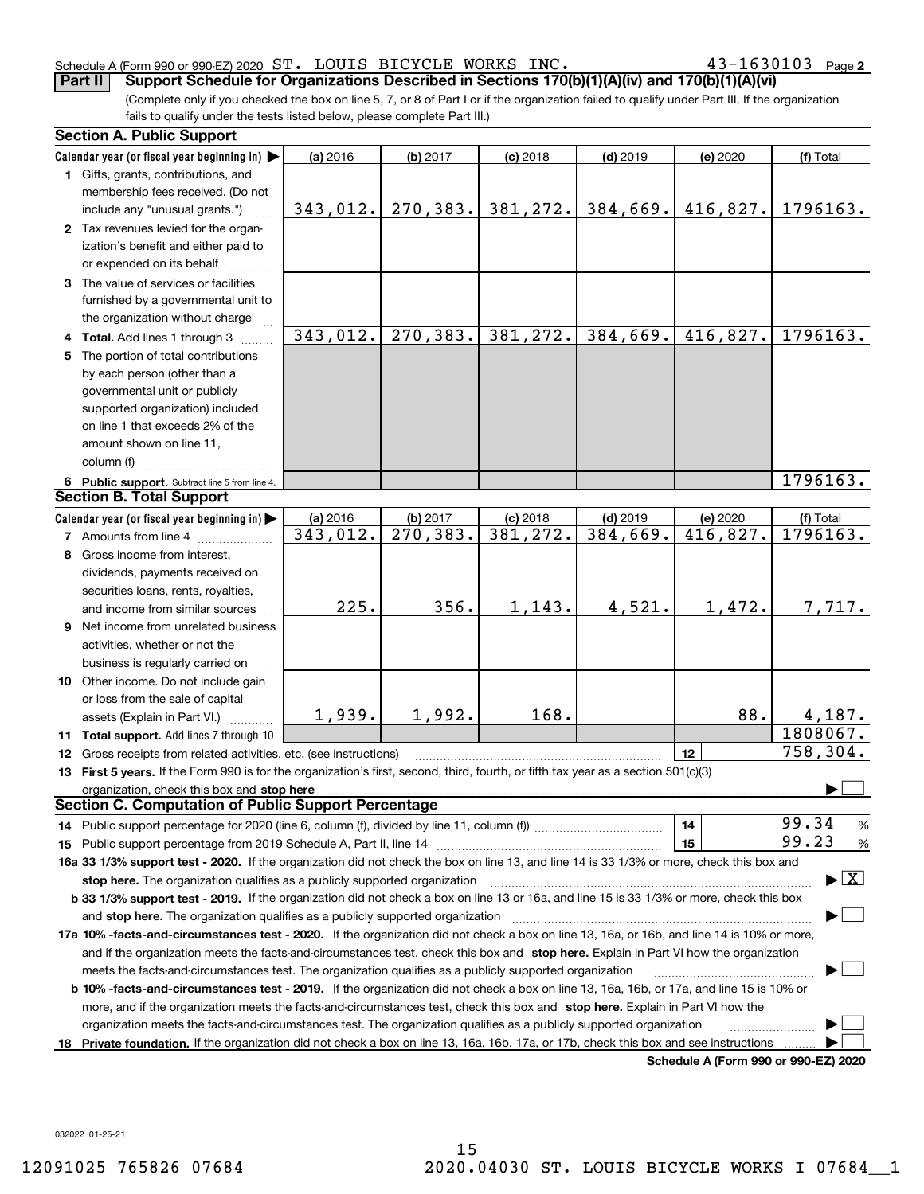Schedule A (Form 990 or 990-EZ) 2020 ST. LOUIS BICYCLE WORKS INC. 43-1630103 Page 2

**Part II Support Schedule for Organizations Described in Sections 170(b)(1)(A)(iv) and 170(b)(1)(A)(vi)**

(Complete only if you checked the box on line 5, 7, or 8 of Part I or if the organization failed to qualify under Part III. If the organization fails to qualify under the tests listed below, please complete Part III.)

**Section A. Public Support**

| Calendar year (or fiscal year beginning in) ▶ | (a) 2016 | (b) 2017 | (c) 2018 | (d) 2019 | (e) 2020 | (f) Total |
|---|---|---|---|---|---|---|
| 1 Gifts, grants, contributions, and membership fees received. (Do not include any "unusual grants.") | 343,012. | 270,383. | 381,272. | 384,669. | 416,827. | 1796163. |
| 2 Tax revenues levied for the organization's benefit and either paid to or expended on its behalf | | | | | | |
| 3 The value of services or facilities furnished by a governmental unit to the organization without charge | | | | | | |
| 4 **Total.** Add lines 1 through 3 | 343,012. | 270,383. | 381,272. | 384,669. | 416,827. | 1796163. |
| 5 The portion of total contributions by each person (other than a governmental unit or publicly supported organization) included on line 1 that exceeds 2% of the amount shown on line 11, column (f) | | | | | | |
| 6 **Public support.** Subtract line 5 from line 4. | | | | | | 1796163. |

**Section B. Total Support**

| Calendar year (or fiscal year beginning in) ▶ | (a) 2016 | (b) 2017 | (c) 2018 | (d) 2019 | (e) 2020 | (f) Total |
|---|---|---|---|---|---|---|
| 7 Amounts from line 4 | 343,012. | 270,383. | 381,272. | 384,669. | 416,827. | 1796163. |
| 8 Gross income from interest, dividends, payments received on securities loans, rents, royalties, and income from similar sources | 225. | 356. | 1,143. | 4,521. | 1,472. | 7,717. |
| 9 Net income from unrelated business activities, whether or not the business is regularly carried on | | | | | | |
| 10 Other income. Do not include gain or loss from the sale of capital assets (Explain in Part VI.) | 1,939. | 1,992. | 168. | | 88. | 4,187. |
| 11 **Total support.** Add lines 7 through 10 | | | | | | 1808067. |
| 12 Gross receipts from related activities, etc. (see instructions) | | | | | 12 | 758,304. |

13 **First 5 years.** If the Form 990 is for the organization's first, second, third, fourth, or fifth tax year as a section 501(c)(3) organization, check this box and **stop here** ▶ ☐

**Section C. Computation of Public Support Percentage**

14 Public support percentage for 2020 (line 6, column (f), divided by line 11, column (f)) 14 99.34 %

15 Public support percentage from 2019 Schedule A, Part II, line 14 15 99.23 %

16a **33 1/3% support test - 2020.** If the organization did not check the box on line 13, and line 14 is 33 1/3% or more, check this box and **stop here.** The organization qualifies as a publicly supported organization ▶ ☒

b **33 1/3% support test - 2019.** If the organization did not check a box on line 13 or 16a, and line 15 is 33 1/3% or more, check this box and **stop here.** The organization qualifies as a publicly supported organization ▶ ☐

17a **10% -facts-and-circumstances test - 2020.** If the organization did not check a box on line 13, 16a, or 16b, and line 14 is 10% or more, and if the organization meets the facts-and-circumstances test, check this box and **stop here.** Explain in Part VI how the organization meets the facts-and-circumstances test. The organization qualifies as a publicly supported organization ▶ ☐

b **10% -facts-and-circumstances test - 2019.** If the organization did not check a box on line 13, 16a, 16b, or 17a, and line 15 is 10% or more, and if the organization meets the facts-and-circumstances test, check this box and **stop here.** Explain in Part VI how the organization meets the facts-and-circumstances test. The organization qualifies as a publicly supported organization ▶ ☐

18 **Private foundation.** If the organization did not check a box on line 13, 16a, 16b, 17a, or 17b, check this box and see instructions ▶ ☐

**Schedule A (Form 990 or 990-EZ) 2020**

032022 01-25-21

12091025 765826 07684 2020.04030 ST. LOUIS BICYCLE WORKS I 07684__1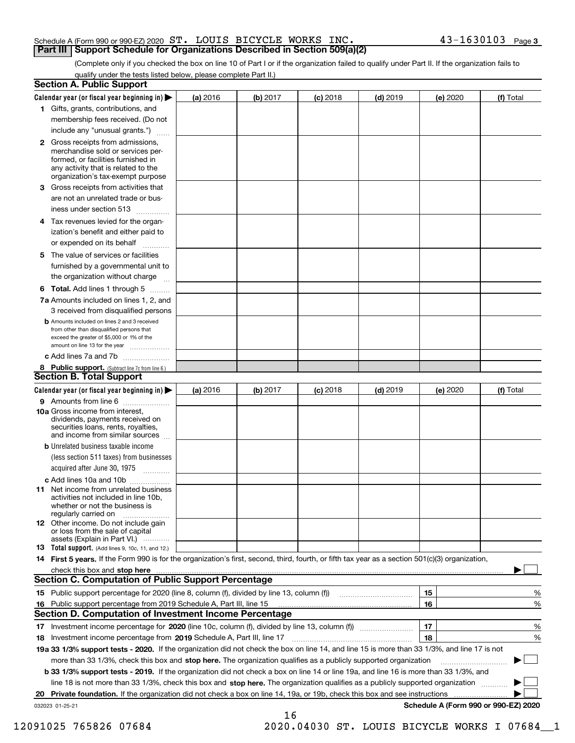Schedule A (Form 990 or 990-EZ) 2020 ST. LOUIS BICYCLE WORKS INC. 43-1630103 Page 3

## Part III Support Schedule for Organizations Described in Section 509(a)(2)

(Complete only if you checked the box on line 10 of Part I or if the organization failed to qualify under Part II. If the organization fails to qualify under the tests listed below, please complete Part II.)

### Section A. Public Support

| Calendar year (or fiscal year beginning in) ▶ | (a) 2016 | (b) 2017 | (c) 2018 | (d) 2019 | (e) 2020 | (f) Total |
|---|---|---|---|---|---|---|
| 1 Gifts, grants, contributions, and membership fees received. (Do not include any "unusual grants.") | | | | | | |
| 2 Gross receipts from admissions, merchandise sold or services performed, or facilities furnished in any activity that is related to the organization's tax-exempt purpose | | | | | | |
| 3 Gross receipts from activities that are not an unrelated trade or business under section 513 | | | | | | |
| 4 Tax revenues levied for the organization's benefit and either paid to or expended on its behalf | | | | | | |
| 5 The value of services or facilities furnished by a governmental unit to the organization without charge | | | | | | |
| 6 **Total.** Add lines 1 through 5 | | | | | | |
| 7a Amounts included on lines 1, 2, and 3 received from disqualified persons | | | | | | |
| b Amounts included on lines 2 and 3 received from other than disqualified persons that exceed the greater of $5,000 or 1% of the amount on line 13 for the year | | | | | | |
| c Add lines 7a and 7b | | | | | | |
| 8 **Public support.** (Subtract line 7c from line 6.) | | | | | | |

### Section B. Total Support

| Calendar year (or fiscal year beginning in) ▶ | (a) 2016 | (b) 2017 | (c) 2018 | (d) 2019 | (e) 2020 | (f) Total |
|---|---|---|---|---|---|---|
| 9 Amounts from line 6 | | | | | | |
| 10a Gross income from interest, dividends, payments received on securities loans, rents, royalties, and income from similar sources | | | | | | |
| b Unrelated business taxable income (less section 511 taxes) from businesses acquired after June 30, 1975 | | | | | | |
| c Add lines 10a and 10b | | | | | | |
| 11 Net income from unrelated business activities not included in line 10b, whether or not the business is regularly carried on | | | | | | |
| 12 Other income. Do not include gain or loss from the sale of capital assets (Explain in Part VI.) | | | | | | |
| 13 **Total support.** (Add lines 9, 10c, 11, and 12.) | | | | | | |

14 **First 5 years.** If the Form 990 is for the organization's first, second, third, fourth, or fifth tax year as a section 501(c)(3) organization, check this box and **stop here** ▶ ☐

### Section C. Computation of Public Support Percentage

| | | | |
|---|---|---|---|
| 15 | Public support percentage for 2020 (line 8, column (f), divided by line 13, column (f)) | 15 | % |
| 16 | Public support percentage from 2019 Schedule A, Part III, line 15 | 16 | % |

### Section D. Computation of Investment Income Percentage

| | | | |
|---|---|---|---|
| 17 | Investment income percentage for **2020** (line 10c, column (f), divided by line 13, column (f)) | 17 | % |
| 18 | Investment income percentage from **2019** Schedule A, Part III, line 17 | 18 | % |

**19a 33 1/3% support tests - 2020.** If the organization did not check the box on line 14, and line 15 is more than 33 1/3%, and line 17 is not more than 33 1/3%, check this box and **stop here.** The organization qualifies as a publicly supported organization ▶ ☐

**b 33 1/3% support tests - 2019.** If the organization did not check a box on line 14 or line 19a, and line 16 is more than 33 1/3%, and line 18 is not more than 33 1/3%, check this box and **stop here.** The organization qualifies as a publicly supported organization ▶ ☐

**20 Private foundation.** If the organization did not check a box on line 14, 19a, or 19b, check this box and see instructions ▶ ☐

032023 01-25-21 **Schedule A (Form 990 or 990-EZ) 2020**

12091025 765826 07684 2020.04030 ST. LOUIS BICYCLE WORKS I 07684__1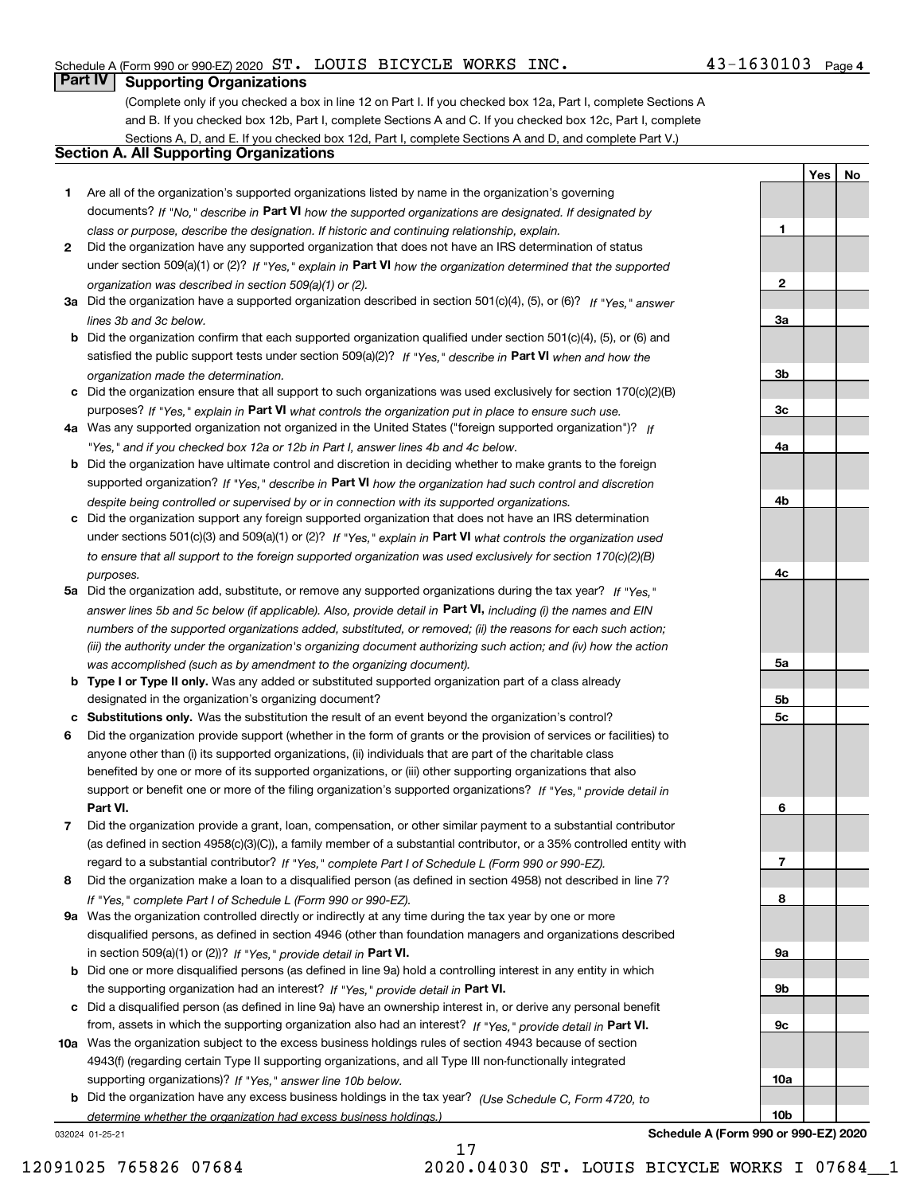Schedule A (Form 990 or 990-EZ) 2020 ST. LOUIS BICYCLE WORKS INC. 43-1630103 Page 4

## Part IV Supporting Organizations

(Complete only if you checked a box in line 12 on Part I. If you checked box 12a, Part I, complete Sections A and B. If you checked box 12b, Part I, complete Sections A and C. If you checked box 12c, Part I, complete Sections A, D, and E. If you checked box 12d, Part I, complete Sections A and D, and complete Part V.)

### Section A. All Supporting Organizations

| | | | Yes | No |
|---|---|---|---|---|
| 1 | Are all of the organization's supported organizations listed by name in the organization's governing documents? *If "No," describe in* **Part VI** *how the supported organizations are designated. If designated by class or purpose, describe the designation. If historic and continuing relationship, explain.* | 1 | | |
| 2 | Did the organization have any supported organization that does not have an IRS determination of status under section 509(a)(1) or (2)? *If "Yes," explain in* **Part VI** *how the organization determined that the supported organization was described in section 509(a)(1) or (2).* | 2 | | |
| 3a | Did the organization have a supported organization described in section 501(c)(4), (5), or (6)? *If "Yes," answer lines 3b and 3c below.* | 3a | | |
| b | Did the organization confirm that each supported organization qualified under section 501(c)(4), (5), or (6) and satisfied the public support tests under section 509(a)(2)? *If "Yes," describe in* **Part VI** *when and how the organization made the determination.* | 3b | | |
| c | Did the organization ensure that all support to such organizations was used exclusively for section 170(c)(2)(B) purposes? *If "Yes," explain in* **Part VI** *what controls the organization put in place to ensure such use.* | 3c | | |
| 4a | Was any supported organization not organized in the United States ("foreign supported organization")? *If "Yes," and if you checked box 12a or 12b in Part I, answer lines 4b and 4c below.* | 4a | | |
| b | Did the organization have ultimate control and discretion in deciding whether to make grants to the foreign supported organization? *If "Yes," describe in* **Part VI** *how the organization had such control and discretion despite being controlled or supervised by or in connection with its supported organizations.* | 4b | | |
| c | Did the organization support any foreign supported organization that does not have an IRS determination under sections 501(c)(3) and 509(a)(1) or (2)? *If "Yes," explain in* **Part VI** *what controls the organization used to ensure that all support to the foreign supported organization was used exclusively for section 170(c)(2)(B) purposes.* | 4c | | |
| 5a | Did the organization add, substitute, or remove any supported organizations during the tax year? *If "Yes," answer lines 5b and 5c below (if applicable). Also, provide detail in* **Part VI,** *including (i) the names and EIN numbers of the supported organizations added, substituted, or removed; (ii) the reasons for each such action; (iii) the authority under the organization's organizing document authorizing such action; and (iv) how the action was accomplished (such as by amendment to the organizing document).* | 5a | | |
| b | **Type I or Type II only.** Was any added or substituted supported organization part of a class already designated in the organization's organizing document? | 5b | | |
| c | **Substitutions only.** Was the substitution the result of an event beyond the organization's control? | 5c | | |
| 6 | Did the organization provide support (whether in the form of grants or the provision of services or facilities) to anyone other than (i) its supported organizations, (ii) individuals that are part of the charitable class benefited by one or more of its supported organizations, or (iii) other supporting organizations that also support or benefit one or more of the filing organization's supported organizations? *If "Yes," provide detail in* **Part VI.** | 6 | | |
| 7 | Did the organization provide a grant, loan, compensation, or other similar payment to a substantial contributor (as defined in section 4958(c)(3)(C)), a family member of a substantial contributor, or a 35% controlled entity with regard to a substantial contributor? *If "Yes," complete Part I of Schedule L (Form 990 or 990-EZ).* | 7 | | |
| 8 | Did the organization make a loan to a disqualified person (as defined in section 4958) not described in line 7? *If "Yes," complete Part I of Schedule L (Form 990 or 990-EZ).* | 8 | | |
| 9a | Was the organization controlled directly or indirectly at any time during the tax year by one or more disqualified persons, as defined in section 4946 (other than foundation managers and organizations described in section 509(a)(1) or (2))? *If "Yes," provide detail in* **Part VI.** | 9a | | |
| b | Did one or more disqualified persons (as defined in line 9a) hold a controlling interest in any entity in which the supporting organization had an interest? *If "Yes," provide detail in* **Part VI.** | 9b | | |
| c | Did a disqualified person (as defined in line 9a) have an ownership interest in, or derive any personal benefit from, assets in which the supporting organization also had an interest? *If "Yes," provide detail in* **Part VI.** | 9c | | |
| 10a | Was the organization subject to the excess business holdings rules of section 4943 because of section 4943(f) (regarding certain Type II supporting organizations, and all Type III non-functionally integrated supporting organizations)? *If "Yes," answer line 10b below.* | 10a | | |
| b | Did the organization have any excess business holdings in the tax year? *(Use Schedule C, Form 4720, to determine whether the organization had excess business holdings.)* | 10b | | |

032024 01-25-21 **Schedule A (Form 990 or 990-EZ) 2020**

12091025 765826 07684 2020.04030 ST. LOUIS BICYCLE WORKS I 07684__1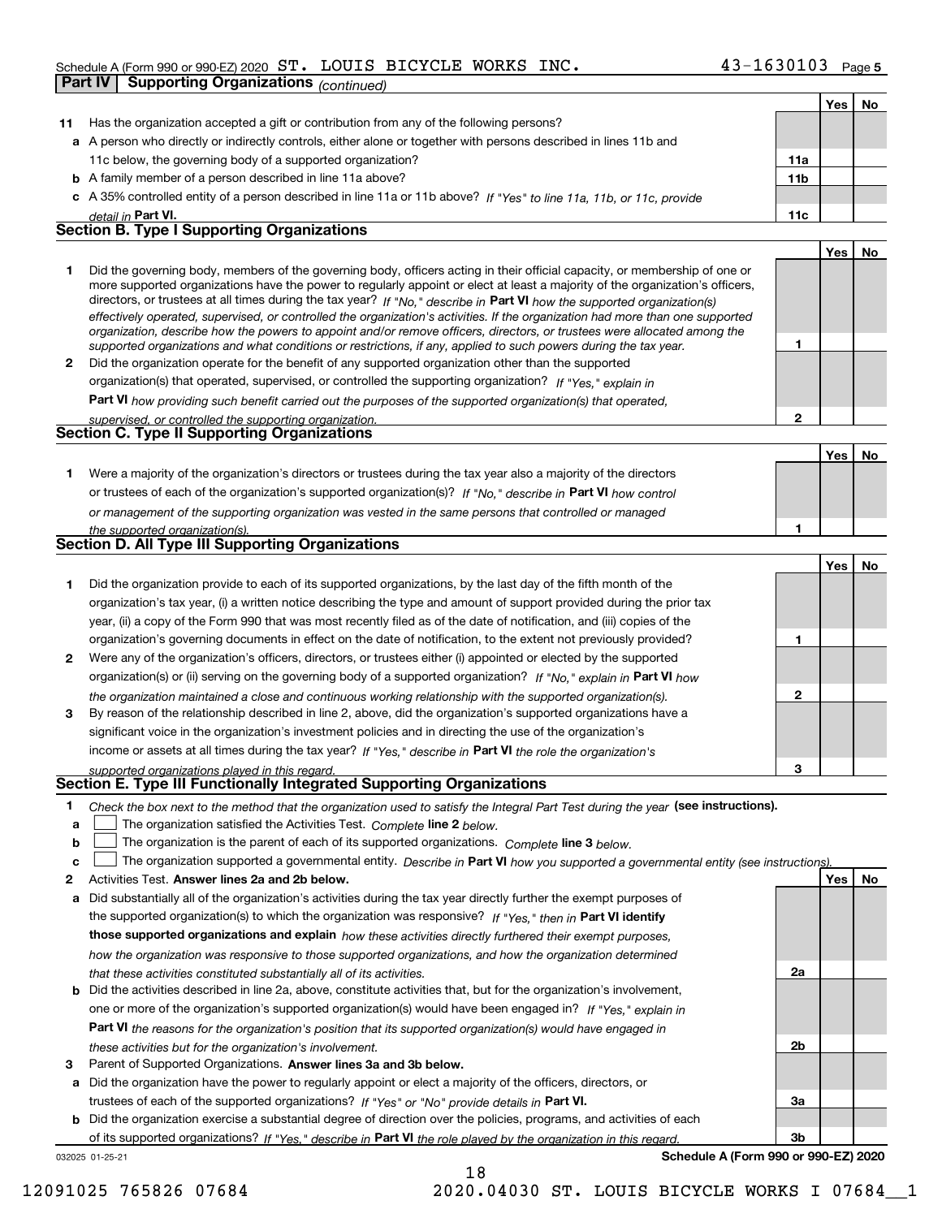Schedule A (Form 990 or 990-EZ) 2020 ST. LOUIS BICYCLE WORKS INC. 43-1630103 Page 5

## Part IV | Supporting Organizations *(continued)*

| | | | Yes | No |
|---|---|---|---|---|
| **11** | Has the organization accepted a gift or contribution from any of the following persons? | | | |
| **a** | A person who directly or indirectly controls, either alone or together with persons described in lines 11b and 11c below, the governing body of a supported organization? | **11a** | | |
| **b** | A family member of a person described in line 11a above? | **11b** | | |
| **c** | A 35% controlled entity of a person described in line 11a or 11b above? *If "Yes" to line 11a, 11b, or 11c, provide detail in* **Part VI.** | **11c** | | |

### Section B. Type I Supporting Organizations

| | | | Yes | No |
|---|---|---|---|---|
| **1** | Did the governing body, members of the governing body, officers acting in their official capacity, or membership of one or more supported organizations have the power to regularly appoint or elect at least a majority of the organization's officers, directors, or trustees at all times during the tax year? *If "No," describe in* **Part VI** *how the supported organization(s) effectively operated, supervised, or controlled the organization's activities. If the organization had more than one supported organization, describe how the powers to appoint and/or remove officers, directors, or trustees were allocated among the supported organizations and what conditions or restrictions, if any, applied to such powers during the tax year.* | **1** | | |
| **2** | Did the organization operate for the benefit of any supported organization other than the supported organization(s) that operated, supervised, or controlled the supporting organization? *If "Yes," explain in* **Part VI** *how providing such benefit carried out the purposes of the supported organization(s) that operated, supervised, or controlled the supporting organization.* | **2** | | |

### Section C. Type II Supporting Organizations

| | | | Yes | No |
|---|---|---|---|---|
| **1** | Were a majority of the organization's directors or trustees during the tax year also a majority of the directors or trustees of each of the organization's supported organization(s)? *If "No," describe in* **Part VI** *how control or management of the supporting organization was vested in the same persons that controlled or managed the supported organization(s).* | **1** | | |

### Section D. All Type III Supporting Organizations

| | | | Yes | No |
|---|---|---|---|---|
| **1** | Did the organization provide to each of its supported organizations, by the last day of the fifth month of the organization's tax year, (i) a written notice describing the type and amount of support provided during the prior tax year, (ii) a copy of the Form 990 that was most recently filed as of the date of notification, and (iii) copies of the organization's governing documents in effect on the date of notification, to the extent not previously provided? | **1** | | |
| **2** | Were any of the organization's officers, directors, or trustees either (i) appointed or elected by the supported organization(s) or (ii) serving on the governing body of a supported organization? *If "No," explain in* **Part VI** *how the organization maintained a close and continuous working relationship with the supported organization(s).* | **2** | | |
| **3** | By reason of the relationship described in line 2, above, did the organization's supported organizations have a significant voice in the organization's investment policies and in directing the use of the organization's income or assets at all times during the tax year? *If "Yes," describe in* **Part VI** *the role the organization's supported organizations played in this regard.* | **3** | | |

### Section E. Type III Functionally Integrated Supporting Organizations

**1** *Check the box next to the method that the organization used to satisfy the Integral Part Test during the year* **(see instructions).**

- **a** ☐ The organization satisfied the Activities Test. *Complete* **line 2** *below.*
- **b** ☐ The organization is the parent of each of its supported organizations. *Complete* **line 3** *below.*
- **c** ☐ The organization supported a governmental entity. *Describe in* **Part VI** *how you supported a governmental entity (see instructions).*

| | | | Yes | No |
|---|---|---|---|---|
| **2** | Activities Test. **Answer lines 2a and 2b below.** | | | |
| **a** | Did substantially all of the organization's activities during the tax year directly further the exempt purposes of the supported organization(s) to which the organization was responsive? *If "Yes," then in* **Part VI identify those supported organizations and explain** *how these activities directly furthered their exempt purposes, how the organization was responsive to those supported organizations, and how the organization determined that these activities constituted substantially all of its activities.* | **2a** | | |
| **b** | Did the activities described in line 2a, above, constitute activities that, but for the organization's involvement, one or more of the organization's supported organization(s) would have been engaged in? *If "Yes," explain in* **Part VI** *the reasons for the organization's position that its supported organization(s) would have engaged in these activities but for the organization's involvement.* | **2b** | | |
| **3** | Parent of Supported Organizations. **Answer lines 3a and 3b below.** | | | |
| **a** | Did the organization have the power to regularly appoint or elect a majority of the officers, directors, or trustees of each of the supported organizations? *If "Yes" or "No" provide details in* **Part VI.** | **3a** | | |
| **b** | Did the organization exercise a substantial degree of direction over the policies, programs, and activities of each of its supported organizations? *If "Yes," describe in* **Part VI** *the role played by the organization in this regard.* | **3b** | | |

032025 01-25-21 **Schedule A (Form 990 or 990-EZ) 2020**

12091025 765826 07684 2020.04030 ST. LOUIS BICYCLE WORKS I 07684__1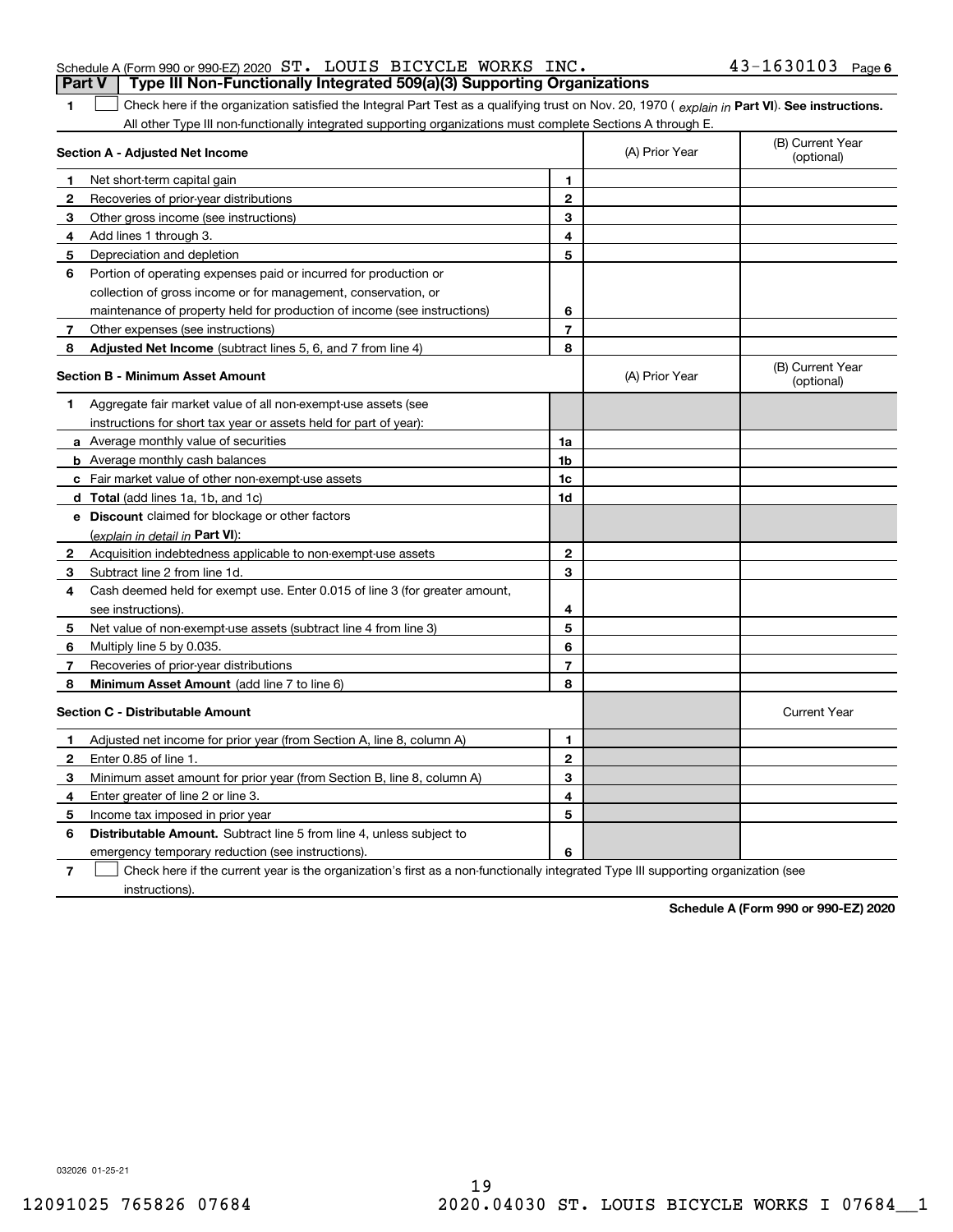Schedule A (Form 990 or 990-EZ) 2020 ST. LOUIS BICYCLE WORKS INC. 43-1630103 Page 6

## Part V Type III Non-Functionally Integrated 509(a)(3) Supporting Organizations

**1** ☐ Check here if the organization satisfied the Integral Part Test as a qualifying trust on Nov. 20, 1970 ( *explain in* **Part VI**). **See instructions.** All other Type III non-functionally integrated supporting organizations must complete Sections A through E.

| **Section A - Adjusted Net Income** | | | (A) Prior Year | (B) Current Year (optional) |
|---|---|---|---|---|
| **1** | Net short-term capital gain | **1** | | |
| **2** | Recoveries of prior-year distributions | **2** | | |
| **3** | Other gross income (see instructions) | **3** | | |
| **4** | Add lines 1 through 3. | **4** | | |
| **5** | Depreciation and depletion | **5** | | |
| **6** | Portion of operating expenses paid or incurred for production or collection of gross income or for management, conservation, or maintenance of property held for production of income (see instructions) | **6** | | |
| **7** | Other expenses (see instructions) | **7** | | |
| **8** | **Adjusted Net Income** (subtract lines 5, 6, and 7 from line 4) | **8** | | |

| **Section B - Minimum Asset Amount** | | | (A) Prior Year | (B) Current Year (optional) |
|---|---|---|---|---|
| **1** | Aggregate fair market value of all non-exempt-use assets (see instructions for short tax year or assets held for part of year): | | | |
| **a** | Average monthly value of securities | **1a** | | |
| **b** | Average monthly cash balances | **1b** | | |
| **c** | Fair market value of other non-exempt-use assets | **1c** | | |
| **d** | **Total** (add lines 1a, 1b, and 1c) | **1d** | | |
| **e** | **Discount** claimed for blockage or other factors (*explain in detail in* **Part VI**): | | | |
| **2** | Acquisition indebtedness applicable to non-exempt-use assets | **2** | | |
| **3** | Subtract line 2 from line 1d. | **3** | | |
| **4** | Cash deemed held for exempt use. Enter 0.015 of line 3 (for greater amount, see instructions). | **4** | | |
| **5** | Net value of non-exempt-use assets (subtract line 4 from line 3) | **5** | | |
| **6** | Multiply line 5 by 0.035. | **6** | | |
| **7** | Recoveries of prior-year distributions | **7** | | |
| **8** | **Minimum Asset Amount** (add line 7 to line 6) | **8** | | |

| **Section C - Distributable Amount** | | | | Current Year |
|---|---|---|---|---|
| **1** | Adjusted net income for prior year (from Section A, line 8, column A) | **1** | | |
| **2** | Enter 0.85 of line 1. | **2** | | |
| **3** | Minimum asset amount for prior year (from Section B, line 8, column A) | **3** | | |
| **4** | Enter greater of line 2 or line 3. | **4** | | |
| **5** | Income tax imposed in prior year | **5** | | |
| **6** | **Distributable Amount.** Subtract line 5 from line 4, unless subject to emergency temporary reduction (see instructions). | **6** | | |

**7** ☐ Check here if the current year is the organization's first as a non-functionally integrated Type III supporting organization (see instructions).

**Schedule A (Form 990 or 990-EZ) 2020**

032026 01-25-21

12091025 765826 07684 2020.04030 ST. LOUIS BICYCLE WORKS I 07684__1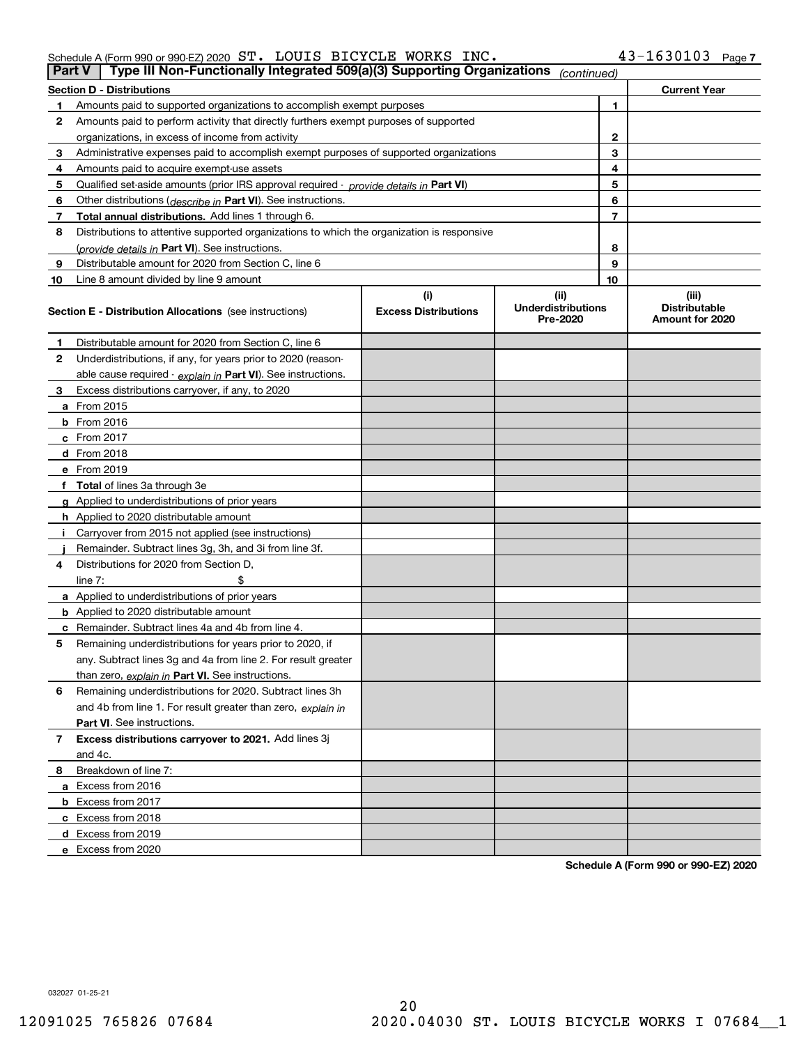Schedule A (Form 990 or 990-EZ) 2020 ST. LOUIS BICYCLE WORKS INC. 43-1630103 Page 7

## Part V | Type III Non-Functionally Integrated 509(a)(3) Supporting Organizations *(continued)*

| Section D - Distributions | | | Current Year |
|---|---|---|---|
| 1 | Amounts paid to supported organizations to accomplish exempt purposes | 1 | |
| 2 | Amounts paid to perform activity that directly furthers exempt purposes of supported organizations, in excess of income from activity | 2 | |
| 3 | Administrative expenses paid to accomplish exempt purposes of supported organizations | 3 | |
| 4 | Amounts paid to acquire exempt-use assets | 4 | |
| 5 | Qualified set-aside amounts (prior IRS approval required - *provide details in* **Part VI**) | 5 | |
| 6 | Other distributions (*describe in* **Part VI**). See instructions. | 6 | |
| 7 | **Total annual distributions.** Add lines 1 through 6. | 7 | |
| 8 | Distributions to attentive supported organizations to which the organization is responsive (*provide details in* **Part VI**). See instructions. | 8 | |
| 9 | Distributable amount for 2020 from Section C, line 6 | 9 | |
| 10 | Line 8 amount divided by line 9 amount | 10 | |

| Section E - Distribution Allocations (see instructions) | (i) Excess Distributions | (ii) Underdistributions Pre-2020 | (iii) Distributable Amount for 2020 |
|---|---|---|---|
| **1** Distributable amount for 2020 from Section C, line 6 | | | |
| **2** Underdistributions, if any, for years prior to 2020 (reasonable cause required - *explain in* **Part VI**). See instructions. | | | |
| **3** Excess distributions carryover, if any, to 2020 | | | |
| **a** From 2015 | | | |
| **b** From 2016 | | | |
| **c** From 2017 | | | |
| **d** From 2018 | | | |
| **e** From 2019 | | | |
| **f Total** of lines 3a through 3e | | | |
| **g** Applied to underdistributions of prior years | | | |
| **h** Applied to 2020 distributable amount | | | |
| **i** Carryover from 2015 not applied (see instructions) | | | |
| **j** Remainder. Subtract lines 3g, 3h, and 3i from line 3f. | | | |
| **4** Distributions for 2020 from Section D, line 7: $ | | | |
| **a** Applied to underdistributions of prior years | | | |
| **b** Applied to 2020 distributable amount | | | |
| **c** Remainder. Subtract lines 4a and 4b from line 4. | | | |
| **5** Remaining underdistributions for years prior to 2020, if any. Subtract lines 3g and 4a from line 2. For result greater than zero, *explain in* **Part VI.** See instructions. | | | |
| **6** Remaining underdistributions for 2020. Subtract lines 3h and 4b from line 1. For result greater than zero, *explain in* **Part VI**. See instructions. | | | |
| **7 Excess distributions carryover to 2021.** Add lines 3j and 4c. | | | |
| **8** Breakdown of line 7: | | | |
| **a** Excess from 2016 | | | |
| **b** Excess from 2017 | | | |
| **c** Excess from 2018 | | | |
| **d** Excess from 2019 | | | |
| **e** Excess from 2020 | | | |

**Schedule A (Form 990 or 990-EZ) 2020**

032027 01-25-21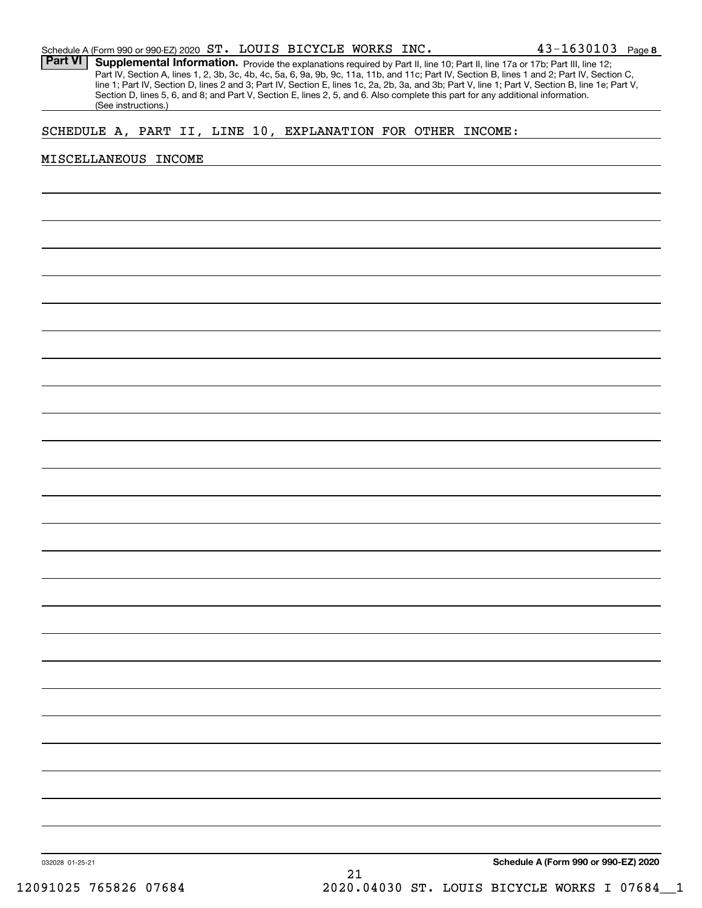Schedule A (Form 990 or 990-EZ) 2020 ST. LOUIS BICYCLE WORKS INC. 43-1630103 Page 8

**Part VI** **Supplemental Information.** Provide the explanations required by Part II, line 10; Part II, line 17a or 17b; Part III, line 12; Part IV, Section A, lines 1, 2, 3b, 3c, 4b, 4c, 5a, 6, 9a, 9b, 9c, 11a, 11b, and 11c; Part IV, Section B, lines 1 and 2; Part IV, Section C, line 1; Part IV, Section D, lines 2 and 3; Part IV, Section E, lines 1c, 2a, 2b, 3a, and 3b; Part V, line 1; Part V, Section B, line 1e; Part V, Section D, lines 5, 6, and 8; and Part V, Section E, lines 2, 5, and 6. Also complete this part for any additional information. (See instructions.)

SCHEDULE A, PART II, LINE 10, EXPLANATION FOR OTHER INCOME:

MISCELLANEOUS INCOME

032028 01-25-21

**Schedule A (Form 990 or 990-EZ) 2020**

12091025 765826 07684 2020.04030 ST. LOUIS BICYCLE WORKS I 07684__1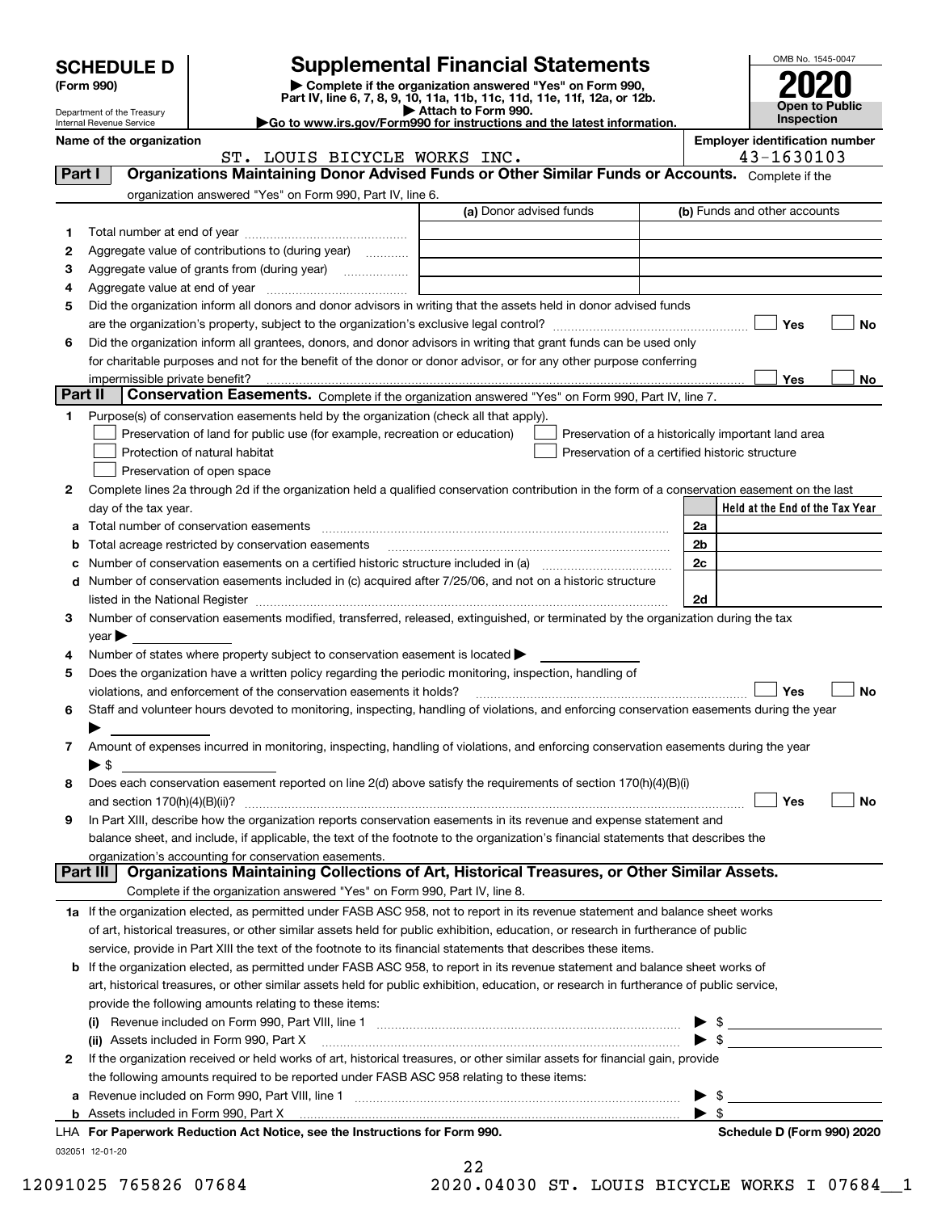# SCHEDULE D (Form 990)

Department of the Treasury
Internal Revenue Service

## Supplemental Financial Statements

▶ Complete if the organization answered "Yes" on Form 990, Part IV, line 6, 7, 8, 9, 10, 11a, 11b, 11c, 11d, 11e, 11f, 12a, or 12b.
▶ Attach to Form 990.
▶Go to www.irs.gov/Form990 for instructions and the latest information.

OMB No. 1545-0047

**2020**

**Open to Public Inspection**

**Name of the organization:** ST. LOUIS BICYCLE WORKS INC.

**Employer identification number:** 43-1630103

### Part I — Organizations Maintaining Donor Advised Funds or Other Similar Funds or Accounts.
Complete if the organization answered "Yes" on Form 990, Part IV, line 6.

| | | (a) Donor advised funds | (b) Funds and other accounts |
|---|---|---|---|
| 1 | Total number at end of year | | |
| 2 | Aggregate value of contributions to (during year) | | |
| 3 | Aggregate value of grants from (during year) | | |
| 4 | Aggregate value at end of year | | |

5 Did the organization inform all donors and donor advisors in writing that the assets held in donor advised funds are the organization's property, subject to the organization's exclusive legal control? ☐ Yes ☐ No

6 Did the organization inform all grantees, donors, and donor advisors in writing that grant funds can be used only for charitable purposes and not for the benefit of the donor or donor advisor, or for any other purpose conferring impermissible private benefit? ☐ Yes ☐ No

### Part II — Conservation Easements.
Complete if the organization answered "Yes" on Form 990, Part IV, line 7.

1 Purpose(s) of conservation easements held by the organization (check all that apply).
- ☐ Preservation of land for public use (for example, recreation or education)
- ☐ Protection of natural habitat
- ☐ Preservation of open space
- ☐ Preservation of a historically important land area
- ☐ Preservation of a certified historic structure

2 Complete lines 2a through 2d if the organization held a qualified conservation contribution in the form of a conservation easement on the last day of the tax year.

| | | | Held at the End of the Tax Year |
|---|---|---|---|
| a | Total number of conservation easements | 2a | |
| b | Total acreage restricted by conservation easements | 2b | |
| c | Number of conservation easements on a certified historic structure included in (a) | 2c | |
| d | Number of conservation easements included in (c) acquired after 7/25/06, and not on a historic structure listed in the National Register | 2d | |

3 Number of conservation easements modified, transferred, released, extinguished, or terminated by the organization during the tax year ▶

4 Number of states where property subject to conservation easement is located ▶

5 Does the organization have a written policy regarding the periodic monitoring, inspection, handling of violations, and enforcement of the conservation easements it holds? ☐ Yes ☐ No

6 Staff and volunteer hours devoted to monitoring, inspecting, handling of violations, and enforcing conservation easements during the year ▶

7 Amount of expenses incurred in monitoring, inspecting, handling of violations, and enforcing conservation easements during the year ▶ $

8 Does each conservation easement reported on line 2(d) above satisfy the requirements of section 170(h)(4)(B)(i) and section 170(h)(4)(B)(ii)? ☐ Yes ☐ No

9 In Part XIII, describe how the organization reports conservation easements in its revenue and expense statement and balance sheet, and include, if applicable, the text of the footnote to the organization's financial statements that describes the organization's accounting for conservation easements.

### Part III — Organizations Maintaining Collections of Art, Historical Treasures, or Other Similar Assets.
Complete if the organization answered "Yes" on Form 990, Part IV, line 8.

1a If the organization elected, as permitted under FASB ASC 958, not to report in its revenue statement and balance sheet works of art, historical treasures, or other similar assets held for public exhibition, education, or research in furtherance of public service, provide in Part XIII the text of the footnote to its financial statements that describes these items.

b If the organization elected, as permitted under FASB ASC 958, to report in its revenue statement and balance sheet works of art, historical treasures, or other similar assets held for public exhibition, education, or research in furtherance of public service, provide the following amounts relating to these items:

(i) Revenue included on Form 990, Part VIII, line 1 ▶ $

(ii) Assets included in Form 990, Part X ▶ $

2 If the organization received or held works of art, historical treasures, or other similar assets for financial gain, provide the following amounts required to be reported under FASB ASC 958 relating to these items:

a Revenue included on Form 990, Part VIII, line 1 ▶ $

b Assets included in Form 990, Part X ▶ $

LHA For Paperwork Reduction Act Notice, see the Instructions for Form 990. **Schedule D (Form 990) 2020**

032051 12-01-20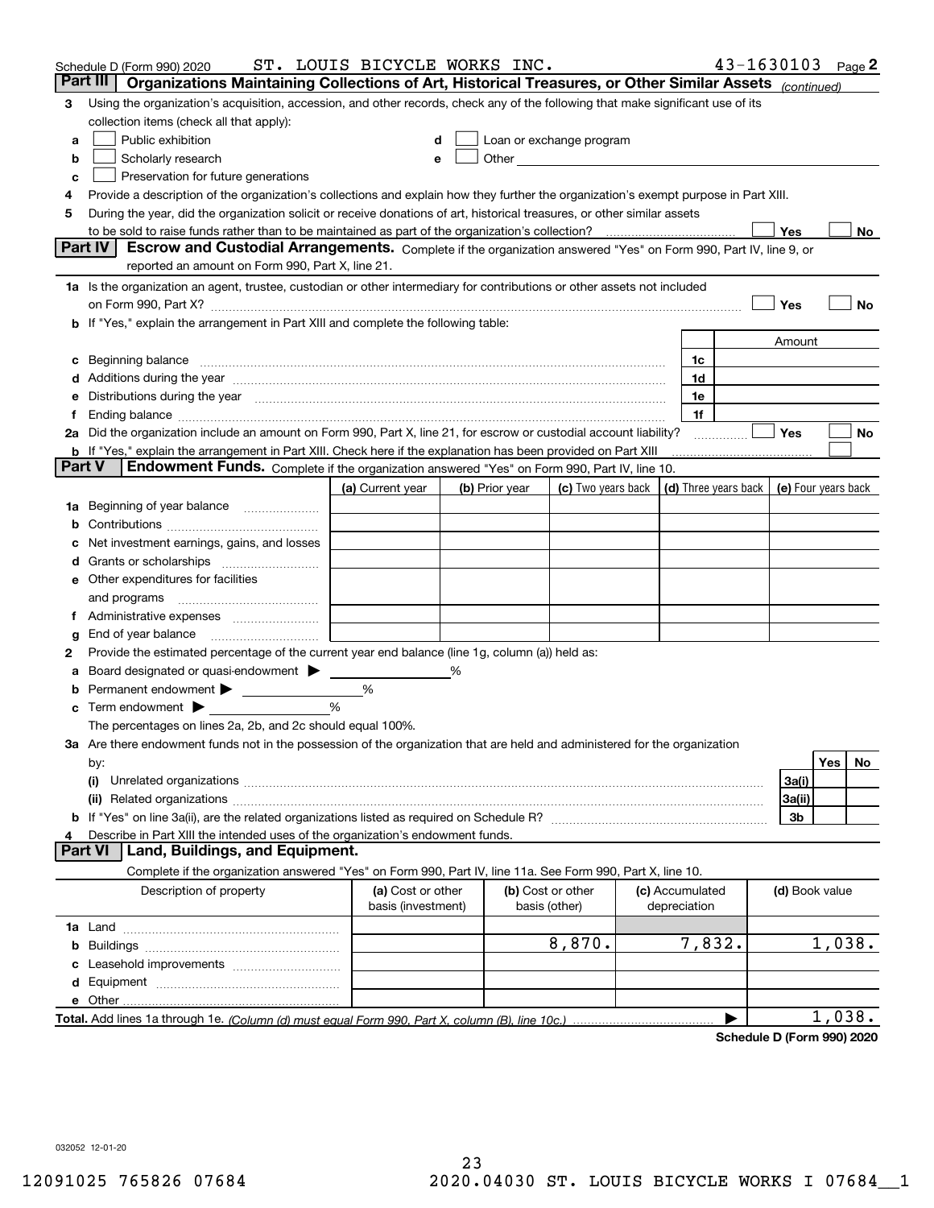Schedule D (Form 990) 2020 ST. LOUIS BICYCLE WORKS INC. 43-1630103 Page 2

## Part III Organizations Maintaining Collections of Art, Historical Treasures, or Other Similar Assets *(continued)*

3 Using the organization's acquisition, accession, and other records, check any of the following that make significant use of its collection items (check all that apply):

- a ☐ Public exhibition
- b ☐ Scholarly research
- c ☐ Preservation for future generations
- d ☐ Loan or exchange program
- e ☐ Other

4 Provide a description of the organization's collections and explain how they further the organization's exempt purpose in Part XIII.

5 During the year, did the organization solicit or receive donations of art, historical treasures, or other similar assets to be sold to raise funds rather than to be maintained as part of the organization's collection? ☐ Yes ☐ No

## Part IV Escrow and Custodial Arrangements.

Complete if the organization answered "Yes" on Form 990, Part IV, line 9, or reported an amount on Form 990, Part X, line 21.

1a Is the organization an agent, trustee, custodian or other intermediary for contributions or other assets not included on Form 990, Part X? ☐ Yes ☐ No

b If "Yes," explain the arrangement in Part XIII and complete the following table:

| | | Amount |
|---|---|---|
| c Beginning balance | 1c | |
| d Additions during the year | 1d | |
| e Distributions during the year | 1e | |
| f Ending balance | 1f | |

2a Did the organization include an amount on Form 990, Part X, line 21, for escrow or custodial account liability? ☐ Yes ☐ No

b If "Yes," explain the arrangement in Part XIII. Check here if the explanation has been provided on Part XIII ☐

## Part V Endowment Funds.

Complete if the organization answered "Yes" on Form 990, Part IV, line 10.

| | (a) Current year | (b) Prior year | (c) Two years back | (d) Three years back | (e) Four years back |
|---|---|---|---|---|---|
| 1a Beginning of year balance | | | | | |
| b Contributions | | | | | |
| c Net investment earnings, gains, and losses | | | | | |
| d Grants or scholarships | | | | | |
| e Other expenditures for facilities and programs | | | | | |
| f Administrative expenses | | | | | |
| g End of year balance | | | | | |

2 Provide the estimated percentage of the current year end balance (line 1g, column (a)) held as:

- a Board designated or quasi-endowment ▶ ______ %
- b Permanent endowment ▶ ______ %
- c Term endowment ▶ ______ %

The percentages on lines 2a, 2b, and 2c should equal 100%.

3a Are there endowment funds not in the possession of the organization that are held and administered for the organization by:

| | | Yes | No |
|---|---|---|---|
| (i) Unrelated organizations | 3a(i) | | |
| (ii) Related organizations | 3a(ii) | | |
| b If "Yes" on line 3a(ii), are the related organizations listed as required on Schedule R? | 3b | | |

4 Describe in Part XIII the intended uses of the organization's endowment funds.

## Part VI Land, Buildings, and Equipment.

Complete if the organization answered "Yes" on Form 990, Part IV, line 11a. See Form 990, Part X, line 10.

| Description of property | (a) Cost or other basis (investment) | (b) Cost or other basis (other) | (c) Accumulated depreciation | (d) Book value |
|---|---|---|---|---|
| 1a Land | | | | |
| b Buildings | | 8,870. | 7,832. | 1,038. |
| c Leasehold improvements | | | | |
| d Equipment | | | | |
| e Other | | | | |
| **Total.** Add lines 1a through 1e. *(Column (d) must equal Form 990, Part X, column (B), line 10c.)* | | | ▶ | 1,038. |

**Schedule D (Form 990) 2020**

032052 12-01-20

12091025 765826 07684 2020.04030 ST. LOUIS BICYCLE WORKS I 07684__1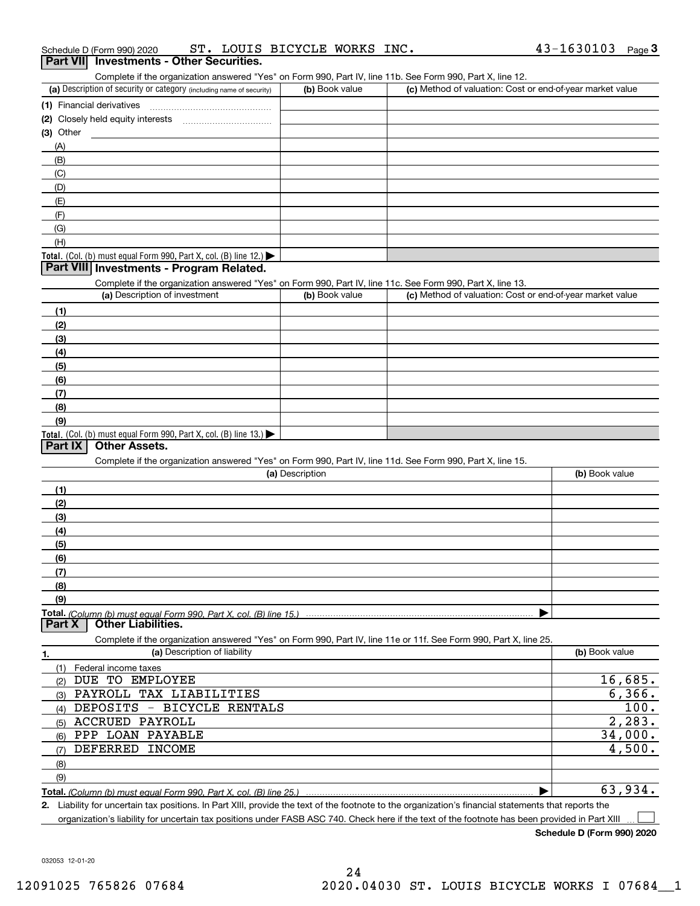Schedule D (Form 990) 2020 ST. LOUIS BICYCLE WORKS INC. 43-1630103 Page 3

## Part VII Investments - Other Securities.

Complete if the organization answered "Yes" on Form 990, Part IV, line 11b. See Form 990, Part X, line 12.

| (a) Description of security or category (including name of security) | (b) Book value | (c) Method of valuation: Cost or end-of-year market value |
|---|---|---|
| (1) Financial derivatives | | |
| (2) Closely held equity interests | | |
| (3) Other | | |
| (A) | | |
| (B) | | |
| (C) | | |
| (D) | | |
| (E) | | |
| (F) | | |
| (G) | | |
| (H) | | |
| Total. (Col. (b) must equal Form 990, Part X, col. (B) line 12.) ▶ | | |

## Part VIII Investments - Program Related.

Complete if the organization answered "Yes" on Form 990, Part IV, line 11c. See Form 990, Part X, line 13.

| (a) Description of investment | (b) Book value | (c) Method of valuation: Cost or end-of-year market value |
|---|---|---|
| (1) | | |
| (2) | | |
| (3) | | |
| (4) | | |
| (5) | | |
| (6) | | |
| (7) | | |
| (8) | | |
| (9) | | |
| Total. (Col. (b) must equal Form 990, Part X, col. (B) line 13.) ▶ | | |

## Part IX Other Assets.

Complete if the organization answered "Yes" on Form 990, Part IV, line 11d. See Form 990, Part X, line 15.

| (a) Description | (b) Book value |
|---|---|
| (1) | |
| (2) | |
| (3) | |
| (4) | |
| (5) | |
| (6) | |
| (7) | |
| (8) | |
| (9) | |
| Total. (Column (b) must equal Form 990, Part X, col. (B) line 15.) ▶ | |

## Part X Other Liabilities.

Complete if the organization answered "Yes" on Form 990, Part IV, line 11e or 11f. See Form 990, Part X, line 25.

| 1. (a) Description of liability | (b) Book value |
|---|---|
| (1) Federal income taxes | |
| (2) DUE TO EMPLOYEE | 16,685. |
| (3) PAYROLL TAX LIABILITIES | 6,366. |
| (4) DEPOSITS - BICYCLE RENTALS | 100. |
| (5) ACCRUED PAYROLL | 2,283. |
| (6) PPP LOAN PAYABLE | 34,000. |
| (7) DEFERRED INCOME | 4,500. |
| (8) | |
| (9) | |
| Total. (Column (b) must equal Form 990, Part X, col. (B) line 25.) ▶ | 63,934. |

2. Liability for uncertain tax positions. In Part XIII, provide the text of the footnote to the organization's financial statements that reports the organization's liability for uncertain tax positions under FASB ASC 740. Check here if the text of the footnote has been provided in Part XIII ☐

Schedule D (Form 990) 2020

032053 12-01-20

12091025 765826 07684 2020.04030 ST. LOUIS BICYCLE WORKS I 07684__1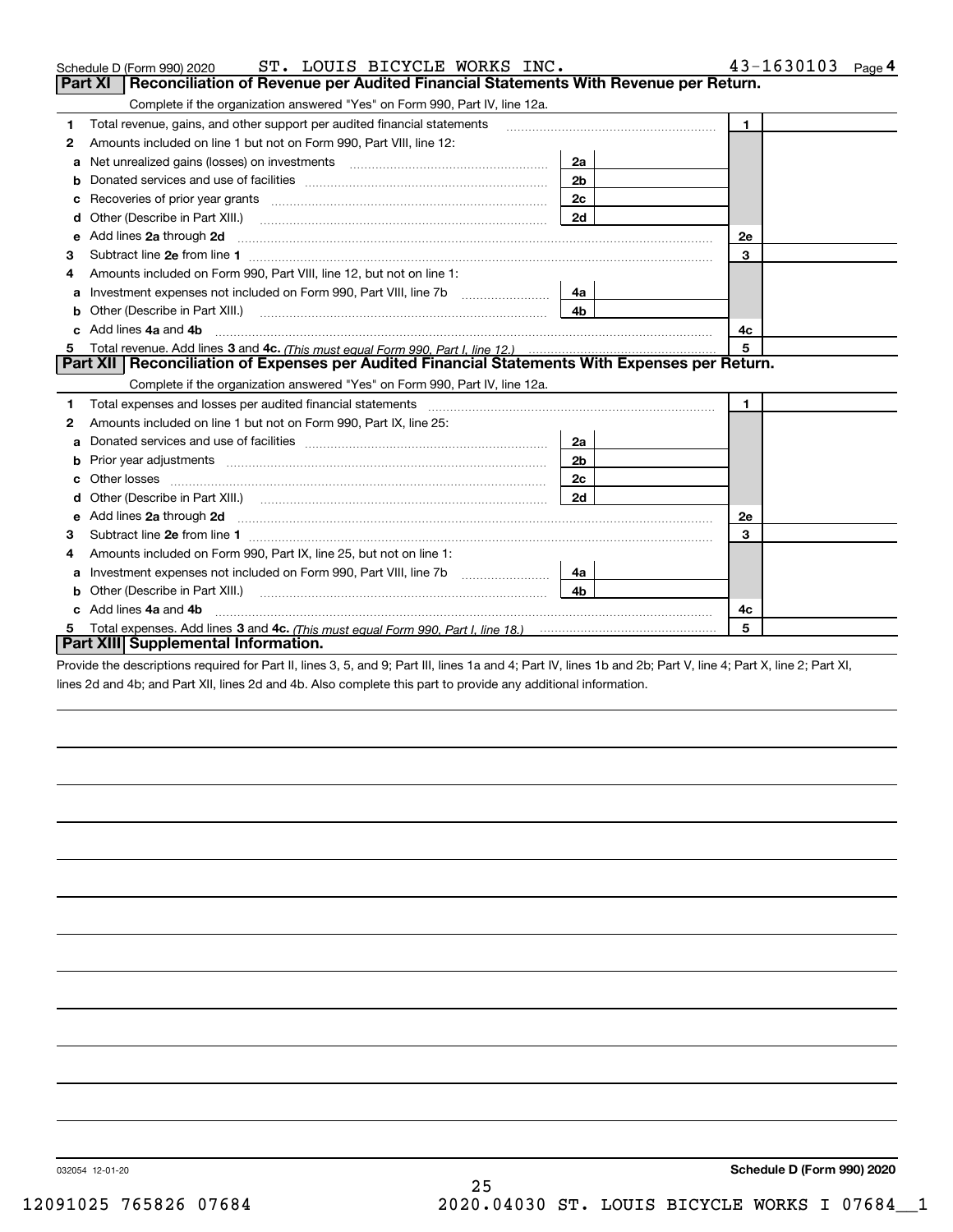Schedule D (Form 990) 2020 ST. LOUIS BICYCLE WORKS INC. 43-1630103 Page 4

## Part XI Reconciliation of Revenue per Audited Financial Statements With Revenue per Return.

Complete if the organization answered "Yes" on Form 990, Part IV, line 12a.

| | | | | | |
|---|---|---|---|---|---|
| 1 | Total revenue, gains, and other support per audited financial statements | | | 1 | |
| 2 | Amounts included on line 1 but not on Form 990, Part VIII, line 12: | | | | |
| a | Net unrealized gains (losses) on investments | 2a | | | |
| b | Donated services and use of facilities | 2b | | | |
| c | Recoveries of prior year grants | 2c | | | |
| d | Other (Describe in Part XIII.) | 2d | | | |
| e | Add lines 2a through 2d | | | 2e | |
| 3 | Subtract line 2e from line 1 | | | 3 | |
| 4 | Amounts included on Form 990, Part VIII, line 12, but not on line 1: | | | | |
| a | Investment expenses not included on Form 990, Part VIII, line 7b | 4a | | | |
| b | Other (Describe in Part XIII.) | 4b | | | |
| c | Add lines 4a and 4b | | | 4c | |
| 5 | Total revenue. Add lines 3 and 4c. *(This must equal Form 990, Part I, line 12.)* | | | 5 | |

## Part XII Reconciliation of Expenses per Audited Financial Statements With Expenses per Return.

Complete if the organization answered "Yes" on Form 990, Part IV, line 12a.

| | | | | | |
|---|---|---|---|---|---|
| 1 | Total expenses and losses per audited financial statements | | | 1 | |
| 2 | Amounts included on line 1 but not on Form 990, Part IX, line 25: | | | | |
| a | Donated services and use of facilities | 2a | | | |
| b | Prior year adjustments | 2b | | | |
| c | Other losses | 2c | | | |
| d | Other (Describe in Part XIII.) | 2d | | | |
| e | Add lines 2a through 2d | | | 2e | |
| 3 | Subtract line 2e from line 1 | | | 3 | |
| 4 | Amounts included on Form 990, Part IX, line 25, but not on line 1: | | | | |
| a | Investment expenses not included on Form 990, Part VIII, line 7b | 4a | | | |
| b | Other (Describe in Part XIII.) | 4b | | | |
| c | Add lines 4a and 4b | | | 4c | |
| 5 | Total expenses. Add lines 3 and 4c. *(This must equal Form 990, Part I, line 18.)* | | | 5 | |

## Part XIII Supplemental Information.

Provide the descriptions required for Part II, lines 3, 5, and 9; Part III, lines 1a and 4; Part IV, lines 1b and 2b; Part V, line 4; Part X, line 2; Part XI, lines 2d and 4b; and Part XII, lines 2d and 4b. Also complete this part to provide any additional information.

032054 12-01-20

Schedule D (Form 990) 2020

12091025 765826 07684 2020.04030 ST. LOUIS BICYCLE WORKS I 07684__1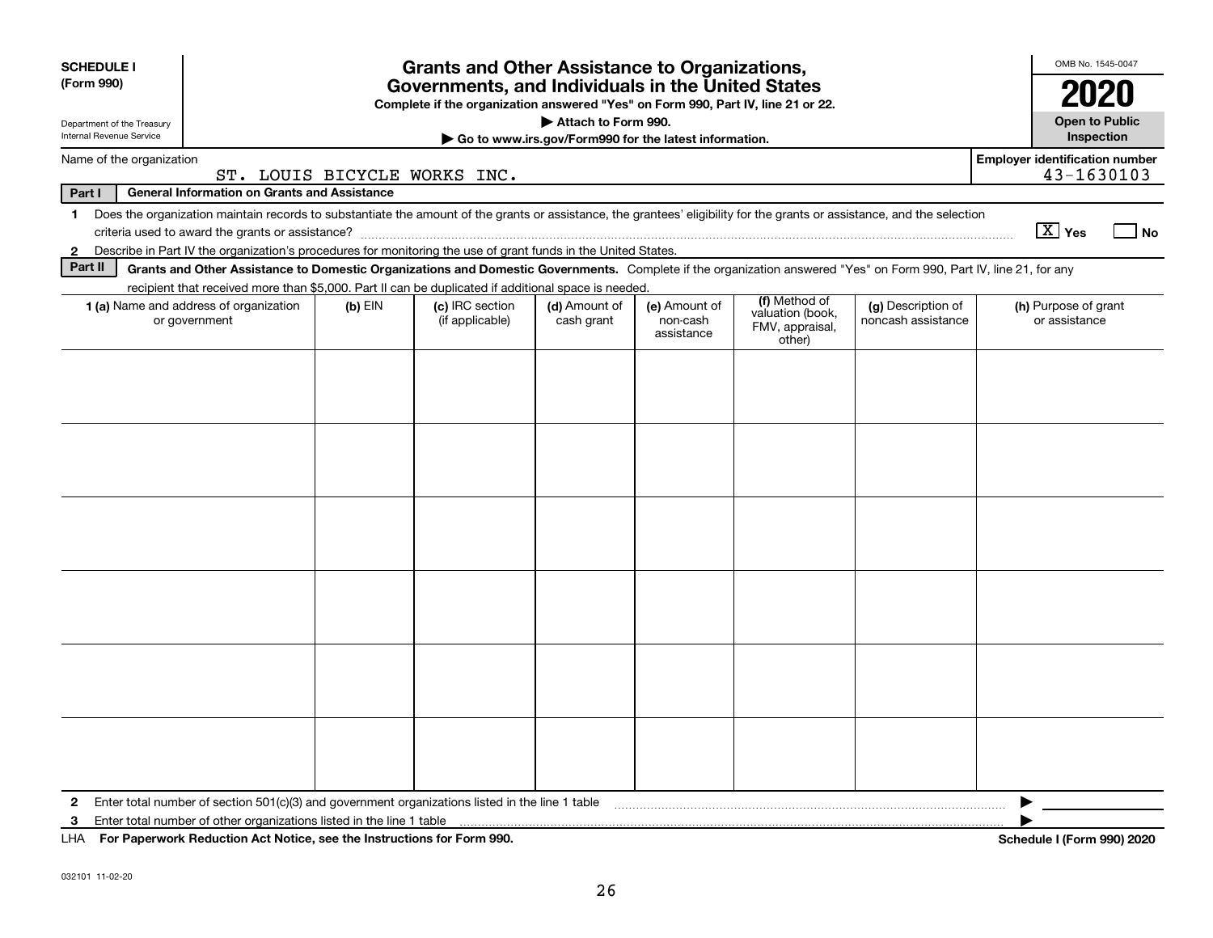**SCHEDULE I (Form 990)**

Department of the Treasury Internal Revenue Service

# Grants and Other Assistance to Organizations, Governments, and Individuals in the United States

**Complete if the organization answered "Yes" on Form 990, Part IV, line 21 or 22.**

**▶ Attach to Form 990.**

**▶ Go to www.irs.gov/Form990 for the latest information.**

OMB No. 1545-0047

**2020**

**Open to Public Inspection**

Name of the organization: ST. LOUIS BICYCLE WORKS INC.

Employer identification number: 43-1630103

**Part I — General Information on Grants and Assistance**

1 Does the organization maintain records to substantiate the amount of the grants or assistance, the grantees' eligibility for the grants or assistance, and the selection criteria used to award the grants or assistance? [X] Yes [ ] No

2 Describe in Part IV the organization's procedures for monitoring the use of grant funds in the United States.

**Part II — Grants and Other Assistance to Domestic Organizations and Domestic Governments.** Complete if the organization answered "Yes" on Form 990, Part IV, line 21, for any recipient that received more than $5,000. Part II can be duplicated if additional space is needed.

| 1 (a) Name and address of organization or government | (b) EIN | (c) IRC section (if applicable) | (d) Amount of cash grant | (e) Amount of non-cash assistance | (f) Method of valuation (book, FMV, appraisal, other) | (g) Description of noncash assistance | (h) Purpose of grant or assistance |
|---|---|---|---|---|---|---|---|
| | | | | | | | |
| | | | | | | | |
| | | | | | | | |
| | | | | | | | |
| | | | | | | | |
| | | | | | | | |

2 Enter total number of section 501(c)(3) and government organizations listed in the line 1 table ▶

3 Enter total number of other organizations listed in the line 1 table ▶

LHA **For Paperwork Reduction Act Notice, see the Instructions for Form 990.** **Schedule I (Form 990) 2020**

032101 11-02-20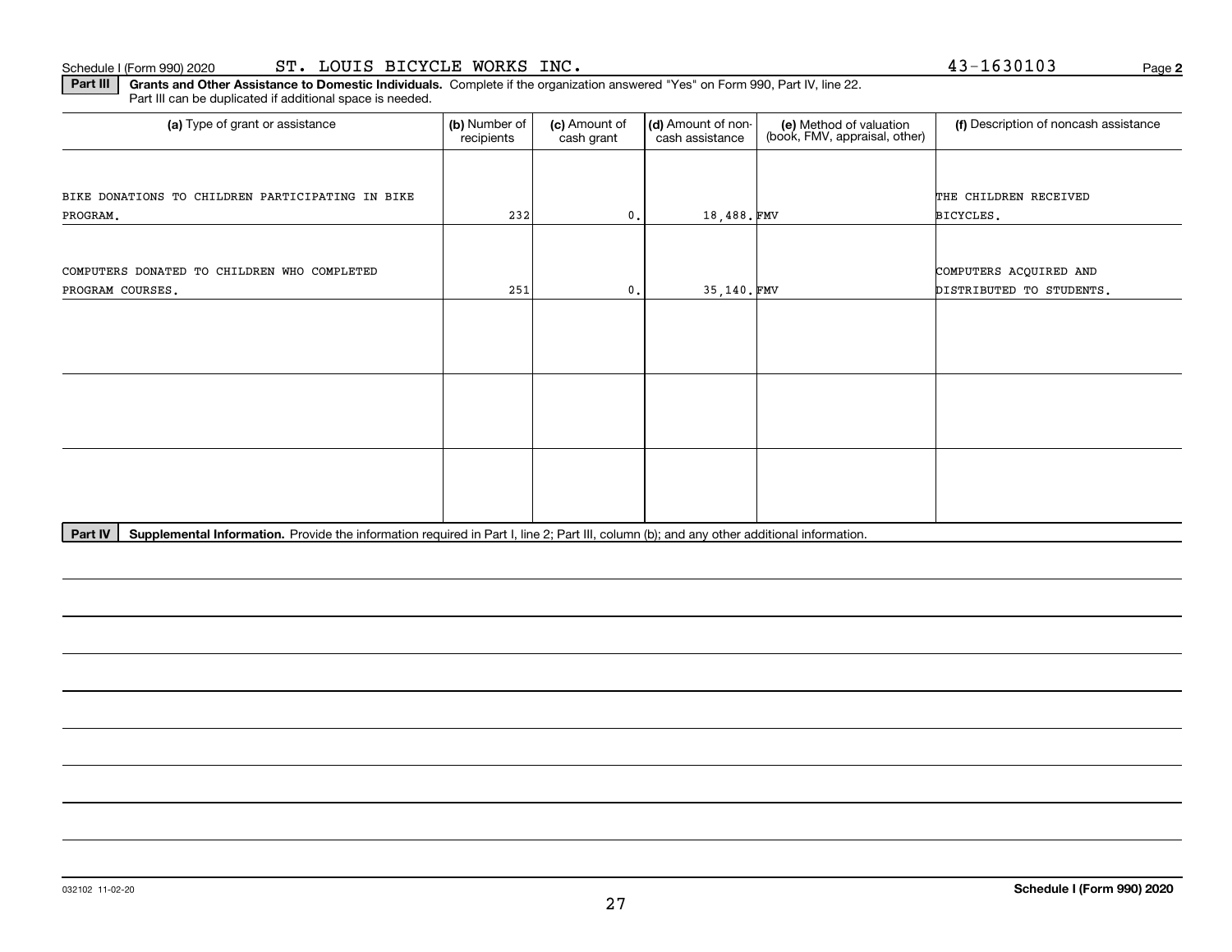Schedule I (Form 990) 2020 ST. LOUIS BICYCLE WORKS INC. 43-1630103 Page **2**

**Part III** **Grants and Other Assistance to Domestic Individuals.** Complete if the organization answered "Yes" on Form 990, Part IV, line 22. Part III can be duplicated if additional space is needed.

| (a) Type of grant or assistance | (b) Number of recipients | (c) Amount of cash grant | (d) Amount of non-cash assistance | (e) Method of valuation (book, FMV, appraisal, other) | (f) Description of noncash assistance |
|---|---|---|---|---|---|
| BIKE DONATIONS TO CHILDREN PARTICIPATING IN BIKE PROGRAM. | 232 | 0. | 18,488. | FMV | THE CHILDREN RECEIVED BICYCLES. |
| COMPUTERS DONATED TO CHILDREN WHO COMPLETED PROGRAM COURSES. | 251 | 0. | 35,140. | FMV | COMPUTERS ACQUIRED AND DISTRIBUTED TO STUDENTS. |
| | | | | | |
| | | | | | |
| | | | | | |

**Part IV** **Supplemental Information.** Provide the information required in Part I, line 2; Part III, column (b); and any other additional information.

032102 11-02-20 **Schedule I (Form 990) 2020**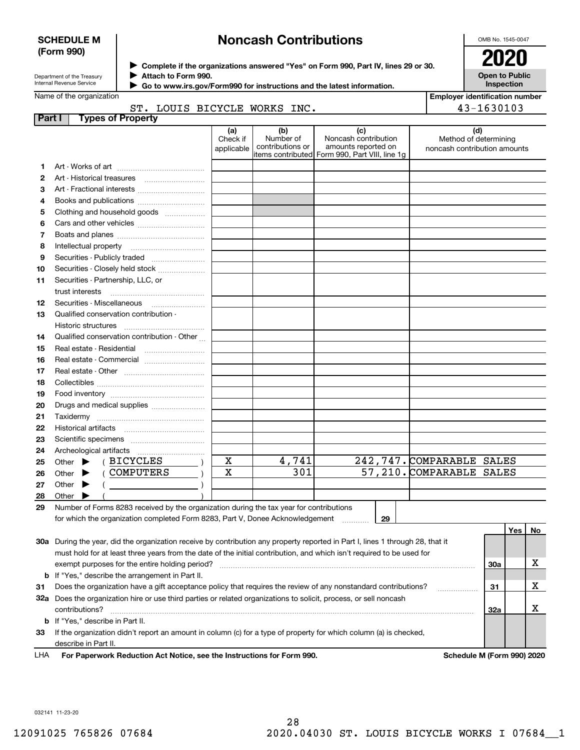**SCHEDULE M (Form 990)**

Department of the Treasury
Internal Revenue Service

# Noncash Contributions

▶ Complete if the organizations answered "Yes" on Form 990, Part IV, lines 29 or 30.
▶ Attach to Form 990.
▶ Go to www.irs.gov/Form990 for instructions and the latest information.

OMB No. 1545-0047

**2020**

**Open to Public Inspection**

Name of the organization: ST. LOUIS BICYCLE WORKS INC.

Employer identification number: 43-1630103

## Part I Types of Property

| | | (a) Check if applicable | (b) Number of contributions or items contributed | (c) Noncash contribution amounts reported on Form 990, Part VIII, line 1g | (d) Method of determining noncash contribution amounts |
|---|---|---|---|---|---|
| 1 | Art - Works of art | | | | |
| 2 | Art - Historical treasures | | | | |
| 3 | Art - Fractional interests | | | | |
| 4 | Books and publications | | | | |
| 5 | Clothing and household goods | | | | |
| 6 | Cars and other vehicles | | | | |
| 7 | Boats and planes | | | | |
| 8 | Intellectual property | | | | |
| 9 | Securities - Publicly traded | | | | |
| 10 | Securities - Closely held stock | | | | |
| 11 | Securities - Partnership, LLC, or trust interests | | | | |
| 12 | Securities - Miscellaneous | | | | |
| 13 | Qualified conservation contribution - Historic structures | | | | |
| 14 | Qualified conservation contribution - Other | | | | |
| 15 | Real estate - Residential | | | | |
| 16 | Real estate - Commercial | | | | |
| 17 | Real estate - Other | | | | |
| 18 | Collectibles | | | | |
| 19 | Food inventory | | | | |
| 20 | Drugs and medical supplies | | | | |
| 21 | Taxidermy | | | | |
| 22 | Historical artifacts | | | | |
| 23 | Scientific specimens | | | | |
| 24 | Archeological artifacts | | | | |
| 25 | Other ▶ ( BICYCLES ) | X | 4,741 | 242,747. | COMPARABLE SALES |
| 26 | Other ▶ ( COMPUTERS ) | X | 301 | 57,210. | COMPARABLE SALES |
| 27 | Other ▶ ( ) | | | | |
| 28 | Other ▶ ( ) | | | | |

29 Number of Forms 8283 received by the organization during the tax year for contributions for which the organization completed Form 8283, Part V, Donee Acknowledgement ..... 29

| | | | Yes | No |
|---|---|---|---|---|
| 30a | During the year, did the organization receive by contribution any property reported in Part I, lines 1 through 28, that it must hold for at least three years from the date of the initial contribution, and which isn't required to be used for exempt purposes for the entire holding period? | 30a | | X |
| b | If "Yes," describe the arrangement in Part II. | | | |
| 31 | Does the organization have a gift acceptance policy that requires the review of any nonstandard contributions? | 31 | | X |
| 32a | Does the organization hire or use third parties or related organizations to solicit, process, or sell noncash contributions? | 32a | | X |
| b | If "Yes," describe in Part II. | | | |
| 33 | If the organization didn't report an amount in column (c) for a type of property for which column (a) is checked, describe in Part II. | | | |

LHA **For Paperwork Reduction Act Notice, see the Instructions for Form 990.** **Schedule M (Form 990) 2020**

032141 11-23-20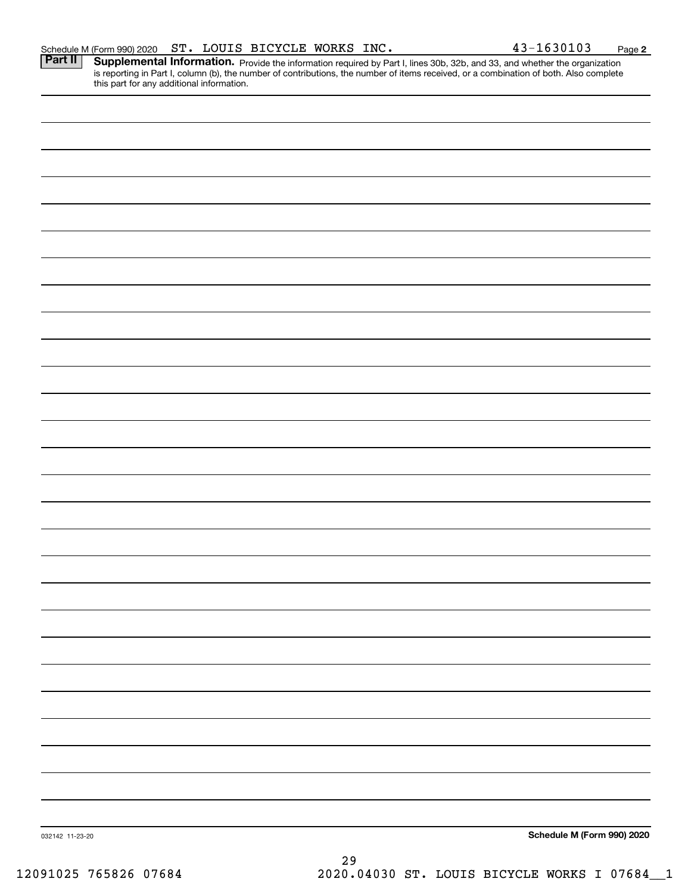Schedule M (Form 990) 2020 ST. LOUIS BICYCLE WORKS INC. 43-1630103 Page 2

**Part II** **Supplemental Information.** Provide the information required by Part I, lines 30b, 32b, and 33, and whether the organization is reporting in Part I, column (b), the number of contributions, the number of items received, or a combination of both. Also complete this part for any additional information.

032142 11-23-20

**Schedule M (Form 990) 2020**

12091025 765826 07684 2020.04030 ST. LOUIS BICYCLE WORKS I 07684__1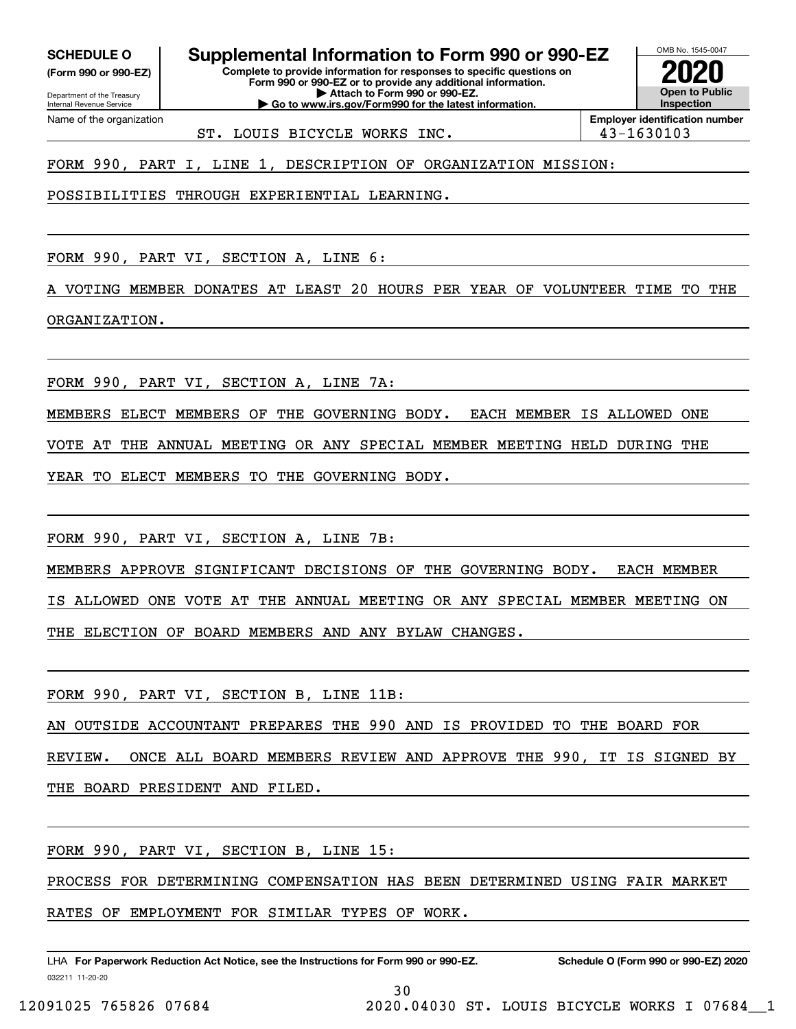**SCHEDULE O**
**(Form 990 or 990-EZ)**

Department of the Treasury
Internal Revenue Service

# Supplemental Information to Form 990 or 990-EZ

**Complete to provide information for responses to specific questions on Form 990 or 990-EZ or to provide any additional information.**
**▶ Attach to Form 990 or 990-EZ.**
**▶ Go to www.irs.gov/Form990 for the latest information.**

OMB No. 1545-0047

**2020**

**Open to Public Inspection**

Name of the organization: ST. LOUIS BICYCLE WORKS INC.

**Employer identification number** 43-1630103

FORM 990, PART I, LINE 1, DESCRIPTION OF ORGANIZATION MISSION:

POSSIBILITIES THROUGH EXPERIENTIAL LEARNING.

FORM 990, PART VI, SECTION A, LINE 6:

A VOTING MEMBER DONATES AT LEAST 20 HOURS PER YEAR OF VOLUNTEER TIME TO THE ORGANIZATION.

FORM 990, PART VI, SECTION A, LINE 7A:

MEMBERS ELECT MEMBERS OF THE GOVERNING BODY. EACH MEMBER IS ALLOWED ONE VOTE AT THE ANNUAL MEETING OR ANY SPECIAL MEMBER MEETING HELD DURING THE YEAR TO ELECT MEMBERS TO THE GOVERNING BODY.

FORM 990, PART VI, SECTION A, LINE 7B:

MEMBERS APPROVE SIGNIFICANT DECISIONS OF THE GOVERNING BODY. EACH MEMBER IS ALLOWED ONE VOTE AT THE ANNUAL MEETING OR ANY SPECIAL MEMBER MEETING ON THE ELECTION OF BOARD MEMBERS AND ANY BYLAW CHANGES.

FORM 990, PART VI, SECTION B, LINE 11B:

AN OUTSIDE ACCOUNTANT PREPARES THE 990 AND IS PROVIDED TO THE BOARD FOR REVIEW. ONCE ALL BOARD MEMBERS REVIEW AND APPROVE THE 990, IT IS SIGNED BY THE BOARD PRESIDENT AND FILED.

FORM 990, PART VI, SECTION B, LINE 15:

PROCESS FOR DETERMINING COMPENSATION HAS BEEN DETERMINED USING FAIR MARKET RATES OF EMPLOYMENT FOR SIMILAR TYPES OF WORK.

LHA **For Paperwork Reduction Act Notice, see the Instructions for Form 990 or 990-EZ.** **Schedule O (Form 990 or 990-EZ) 2020**

032211 11-20-20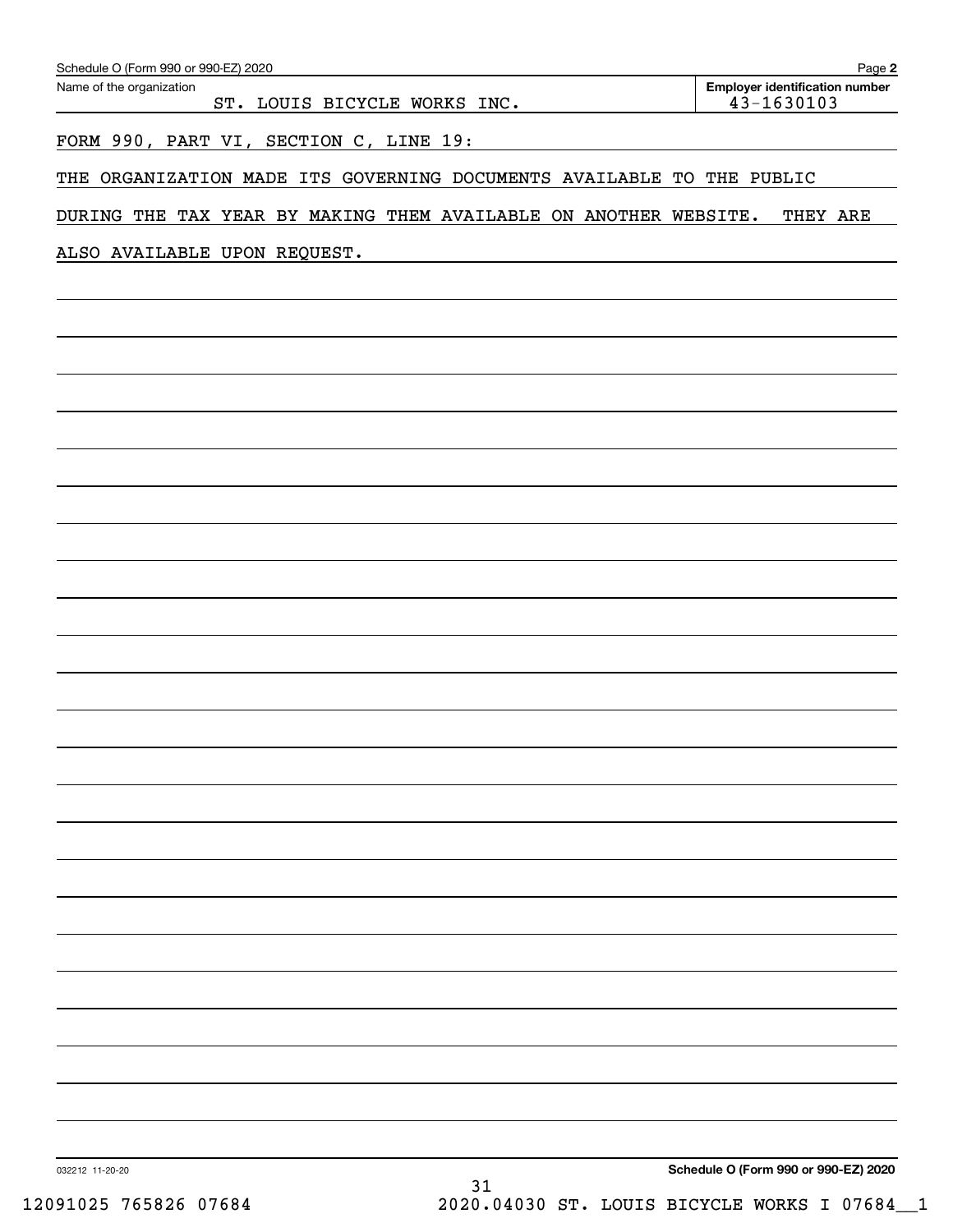Name of the organization: ST. LOUIS BICYCLE WORKS INC.

Employer identification number: 43-1630103

FORM 990, PART VI, SECTION C, LINE 19:

THE ORGANIZATION MADE ITS GOVERNING DOCUMENTS AVAILABLE TO THE PUBLIC DURING THE TAX YEAR BY MAKING THEM AVAILABLE ON ANOTHER WEBSITE. THEY ARE ALSO AVAILABLE UPON REQUEST.